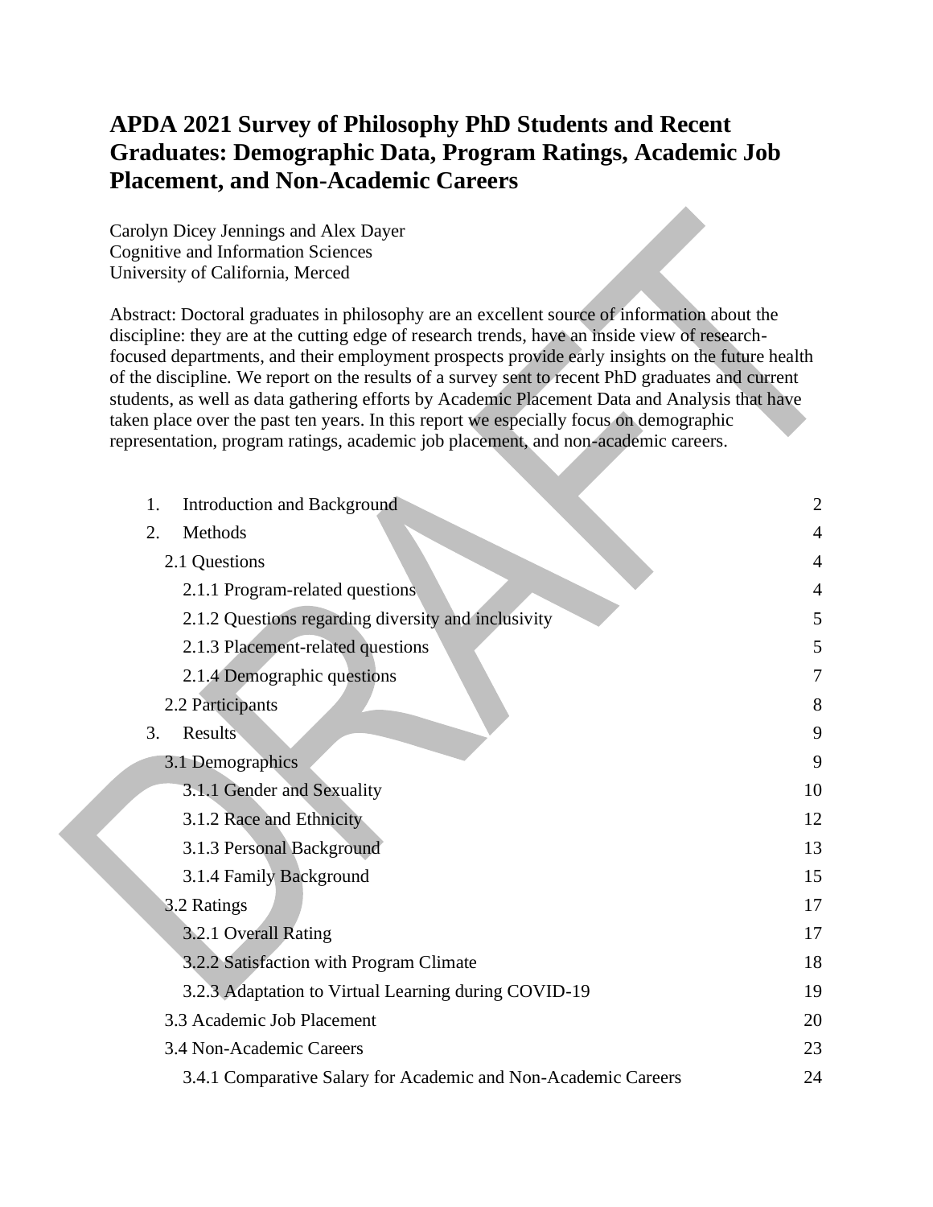# APDA 2021 Survey of Philosophy PhD Students and Recent Graduates: Demographic Data, Program Ratings, Academic Job Placement, and Non-Academic Careers

Carolyn Dicey Jennings and Alex Dayer
Cognitive and Information Sciences
University of California, Merced

Abstract: Doctoral graduates in philosophy are an excellent source of information about the discipline: they are at the cutting edge of research trends, have an inside view of research-focused departments, and their employment prospects provide early insights on the future health of the discipline. We report on the results of a survey sent to recent PhD graduates and current students, as well as data gathering efforts by Academic Placement Data and Analysis that have taken place over the past ten years. In this report we especially focus on demographic representation, program ratings, academic job placement, and non-academic careers.

1. Introduction and Background — 2
2. Methods — 4
   - 2.1 Questions — 4
     - 2.1.1 Program-related questions — 4
     - 2.1.2 Questions regarding diversity and inclusivity — 5
     - 2.1.3 Placement-related questions — 5
     - 2.1.4 Demographic questions — 7
   - 2.2 Participants — 8
3. Results — 9
   - 3.1 Demographics — 9
     - 3.1.1 Gender and Sexuality — 10
     - 3.1.2 Race and Ethnicity — 12
     - 3.1.3 Personal Background — 13
     - 3.1.4 Family Background — 15
   - 3.2 Ratings — 17
     - 3.2.1 Overall Rating — 17
     - 3.2.2 Satisfaction with Program Climate — 18
     - 3.2.3 Adaptation to Virtual Learning during COVID-19 — 19
   - 3.3 Academic Job Placement — 20
   - 3.4 Non-Academic Careers — 23
     - 3.4.1 Comparative Salary for Academic and Non-Academic Careers — 24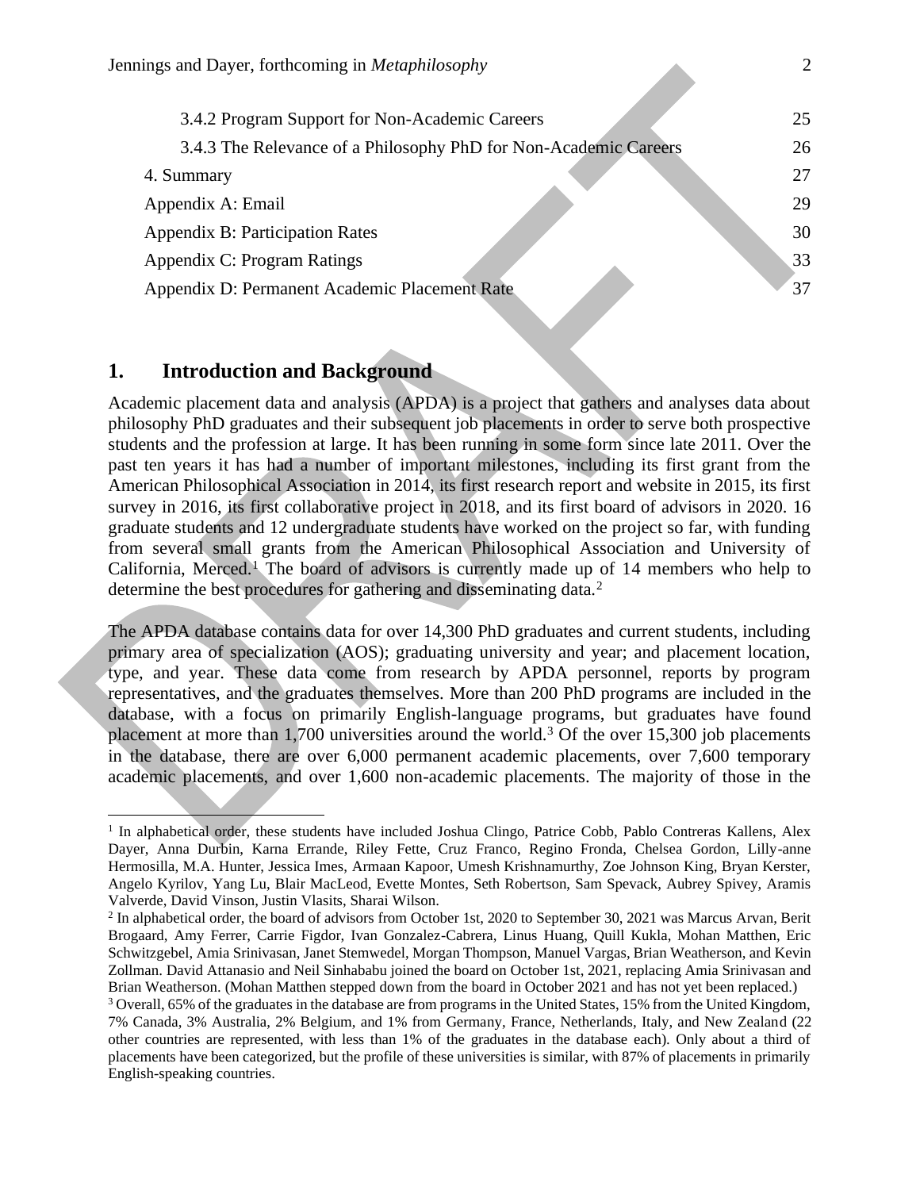| | |
|---|---|
| 3.4.2 Program Support for Non-Academic Careers | 25 |
| 3.4.3 The Relevance of a Philosophy PhD for Non-Academic Careers | 26 |
| 4. Summary | 27 |
| Appendix A: Email | 29 |
| Appendix B: Participation Rates | 30 |
| Appendix C: Program Ratings | 33 |
| Appendix D: Permanent Academic Placement Rate | 37 |

## 1. Introduction and Background

Academic placement data and analysis (APDA) is a project that gathers and analyses data about philosophy PhD graduates and their subsequent job placements in order to serve both prospective students and the profession at large. It has been running in some form since late 2011. Over the past ten years it has had a number of important milestones, including its first grant from the American Philosophical Association in 2014, its first research report and website in 2015, its first survey in 2016, its first collaborative project in 2018, and its first board of advisors in 2020. 16 graduate students and 12 undergraduate students have worked on the project so far, with funding from several small grants from the American Philosophical Association and University of California, Merced.[1] The board of advisors is currently made up of 14 members who help to determine the best procedures for gathering and disseminating data.[2]

The APDA database contains data for over 14,300 PhD graduates and current students, including primary area of specialization (AOS); graduating university and year; and placement location, type, and year. These data come from research by APDA personnel, reports by program representatives, and the graduates themselves. More than 200 PhD programs are included in the database, with a focus on primarily English-language programs, but graduates have found placement at more than 1,700 universities around the world.[3] Of the over 15,300 job placements in the database, there are over 6,000 permanent academic placements, over 7,600 temporary academic placements, and over 1,600 non-academic placements. The majority of those in the

---

[1] In alphabetical order, these students have included Joshua Clingo, Patrice Cobb, Pablo Contreras Kallens, Alex Dayer, Anna Durbin, Karna Errande, Riley Fette, Cruz Franco, Regino Fronda, Chelsea Gordon, Lilly-anne Hermosilla, M.A. Hunter, Jessica Imes, Armaan Kapoor, Umesh Krishnamurthy, Zoe Johnson King, Bryan Kerster, Angelo Kyrilov, Yang Lu, Blair MacLeod, Evette Montes, Seth Robertson, Sam Spevack, Aubrey Spivey, Aramis Valverde, David Vinson, Justin Vlasits, Sharai Wilson.

[2] In alphabetical order, the board of advisors from October 1st, 2020 to September 30, 2021 was Marcus Arvan, Berit Brogaard, Amy Ferrer, Carrie Figdor, Ivan Gonzalez-Cabrera, Linus Huang, Quill Kukla, Mohan Matthen, Eric Schwitzgebel, Amia Srinivasan, Janet Stemwedel, Morgan Thompson, Manuel Vargas, Brian Weatherson, and Kevin Zollman. David Attanasio and Neil Sinhababu joined the board on October 1st, 2021, replacing Amia Srinivasan and Brian Weatherson. (Mohan Matthen stepped down from the board in October 2021 and has not yet been replaced.)

[3] Overall, 65% of the graduates in the database are from programs in the United States, 15% from the United Kingdom, 7% Canada, 3% Australia, 2% Belgium, and 1% from Germany, France, Netherlands, Italy, and New Zealand (22 other countries are represented, with less than 1% of the graduates in the database each). Only about a third of placements have been categorized, but the profile of these universities is similar, with 87% of placements in primarily English-speaking countries.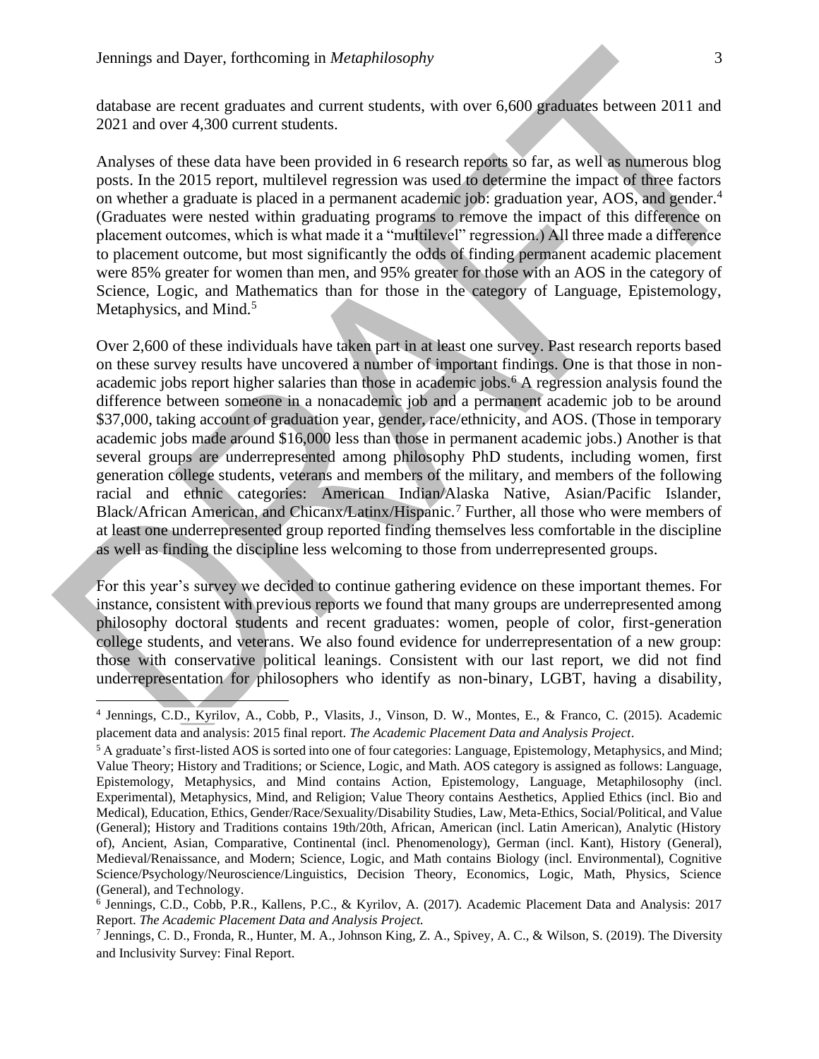database are recent graduates and current students, with over 6,600 graduates between 2011 and 2021 and over 4,300 current students.

Analyses of these data have been provided in 6 research reports so far, as well as numerous blog posts. In the 2015 report, multilevel regression was used to determine the impact of three factors on whether a graduate is placed in a permanent academic job: graduation year, AOS, and gender.[4] (Graduates were nested within graduating programs to remove the impact of this difference on placement outcomes, which is what made it a "multilevel" regression.) All three made a difference to placement outcome, but most significantly the odds of finding permanent academic placement were 85% greater for women than men, and 95% greater for those with an AOS in the category of Science, Logic, and Mathematics than for those in the category of Language, Epistemology, Metaphysics, and Mind.[5]

Over 2,600 of these individuals have taken part in at least one survey. Past research reports based on these survey results have uncovered a number of important findings. One is that those in non-academic jobs report higher salaries than those in academic jobs.[6] A regression analysis found the difference between someone in a nonacademic job and a permanent academic job to be around \$37,000, taking account of graduation year, gender, race/ethnicity, and AOS. (Those in temporary academic jobs made around \$16,000 less than those in permanent academic jobs.) Another is that several groups are underrepresented among philosophy PhD students, including women, first generation college students, veterans and members of the military, and members of the following racial and ethnic categories: American Indian/Alaska Native, Asian/Pacific Islander, Black/African American, and Chicanx/Latinx/Hispanic.[7] Further, all those who were members of at least one underrepresented group reported finding themselves less comfortable in the discipline as well as finding the discipline less welcoming to those from underrepresented groups.

For this year's survey we decided to continue gathering evidence on these important themes. For instance, consistent with previous reports we found that many groups are underrepresented among philosophy doctoral students and recent graduates: women, people of color, first-generation college students, and veterans. We also found evidence for underrepresentation of a new group: those with conservative political leanings. Consistent with our last report, we did not find underrepresentation for philosophers who identify as non-binary, LGBT, having a disability,

---

[4] Jennings, C.D., Kyrilov, A., Cobb, P., Vlasits, J., Vinson, D. W., Montes, E., & Franco, C. (2015). Academic placement data and analysis: 2015 final report. *The Academic Placement Data and Analysis Project*.

[5] A graduate's first-listed AOS is sorted into one of four categories: Language, Epistemology, Metaphysics, and Mind; Value Theory; History and Traditions; or Science, Logic, and Math. AOS category is assigned as follows: Language, Epistemology, Metaphysics, and Mind contains Action, Epistemology, Language, Metaphilosophy (incl. Experimental), Metaphysics, Mind, and Religion; Value Theory contains Aesthetics, Applied Ethics (incl. Bio and Medical), Education, Ethics, Gender/Race/Sexuality/Disability Studies, Law, Meta-Ethics, Social/Political, and Value (General); History and Traditions contains 19th/20th, African, American (incl. Latin American), Analytic (History of), Ancient, Asian, Comparative, Continental (incl. Phenomenology), German (incl. Kant), History (General), Medieval/Renaissance, and Modern; Science, Logic, and Math contains Biology (incl. Environmental), Cognitive Science/Psychology/Neuroscience/Linguistics, Decision Theory, Economics, Logic, Math, Physics, Science (General), and Technology.

[6] Jennings, C.D., Cobb, P.R., Kallens, P.C., & Kyrilov, A. (2017). Academic Placement Data and Analysis: 2017 Report. *The Academic Placement Data and Analysis Project.*

[7] Jennings, C. D., Fronda, R., Hunter, M. A., Johnson King, Z. A., Spivey, A. C., & Wilson, S. (2019). The Diversity and Inclusivity Survey: Final Report.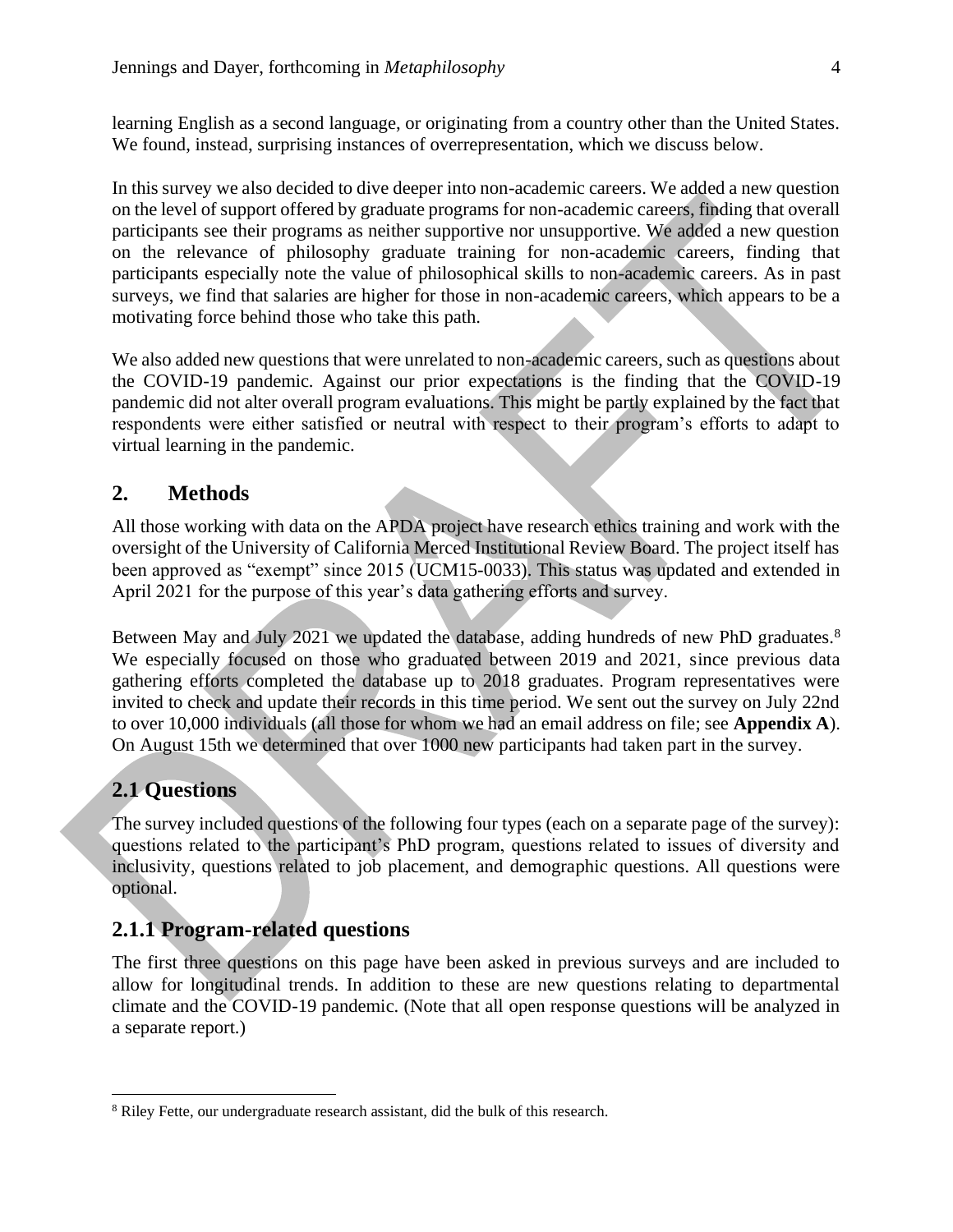learning English as a second language, or originating from a country other than the United States. We found, instead, surprising instances of overrepresentation, which we discuss below.

In this survey we also decided to dive deeper into non-academic careers. We added a new question on the level of support offered by graduate programs for non-academic careers, finding that overall participants see their programs as neither supportive nor unsupportive. We added a new question on the relevance of philosophy graduate training for non-academic careers, finding that participants especially note the value of philosophical skills to non-academic careers. As in past surveys, we find that salaries are higher for those in non-academic careers, which appears to be a motivating force behind those who take this path.

We also added new questions that were unrelated to non-academic careers, such as questions about the COVID-19 pandemic. Against our prior expectations is the finding that the COVID-19 pandemic did not alter overall program evaluations. This might be partly explained by the fact that respondents were either satisfied or neutral with respect to their program's efforts to adapt to virtual learning in the pandemic.

## 2. Methods

All those working with data on the APDA project have research ethics training and work with the oversight of the University of California Merced Institutional Review Board. The project itself has been approved as "exempt" since 2015 (UCM15-0033). This status was updated and extended in April 2021 for the purpose of this year's data gathering efforts and survey.

Between May and July 2021 we updated the database, adding hundreds of new PhD graduates.[8] We especially focused on those who graduated between 2019 and 2021, since previous data gathering efforts completed the database up to 2018 graduates. Program representatives were invited to check and update their records in this time period. We sent out the survey on July 22nd to over 10,000 individuals (all those for whom we had an email address on file; see **Appendix A**). On August 15th we determined that over 1000 new participants had taken part in the survey.

## 2.1 Questions

The survey included questions of the following four types (each on a separate page of the survey): questions related to the participant's PhD program, questions related to issues of diversity and inclusivity, questions related to job placement, and demographic questions. All questions were optional.

### 2.1.1 Program-related questions

The first three questions on this page have been asked in previous surveys and are included to allow for longitudinal trends. In addition to these are new questions relating to departmental climate and the COVID-19 pandemic. (Note that all open response questions will be analyzed in a separate report.)

[8] Riley Fette, our undergraduate research assistant, did the bulk of this research.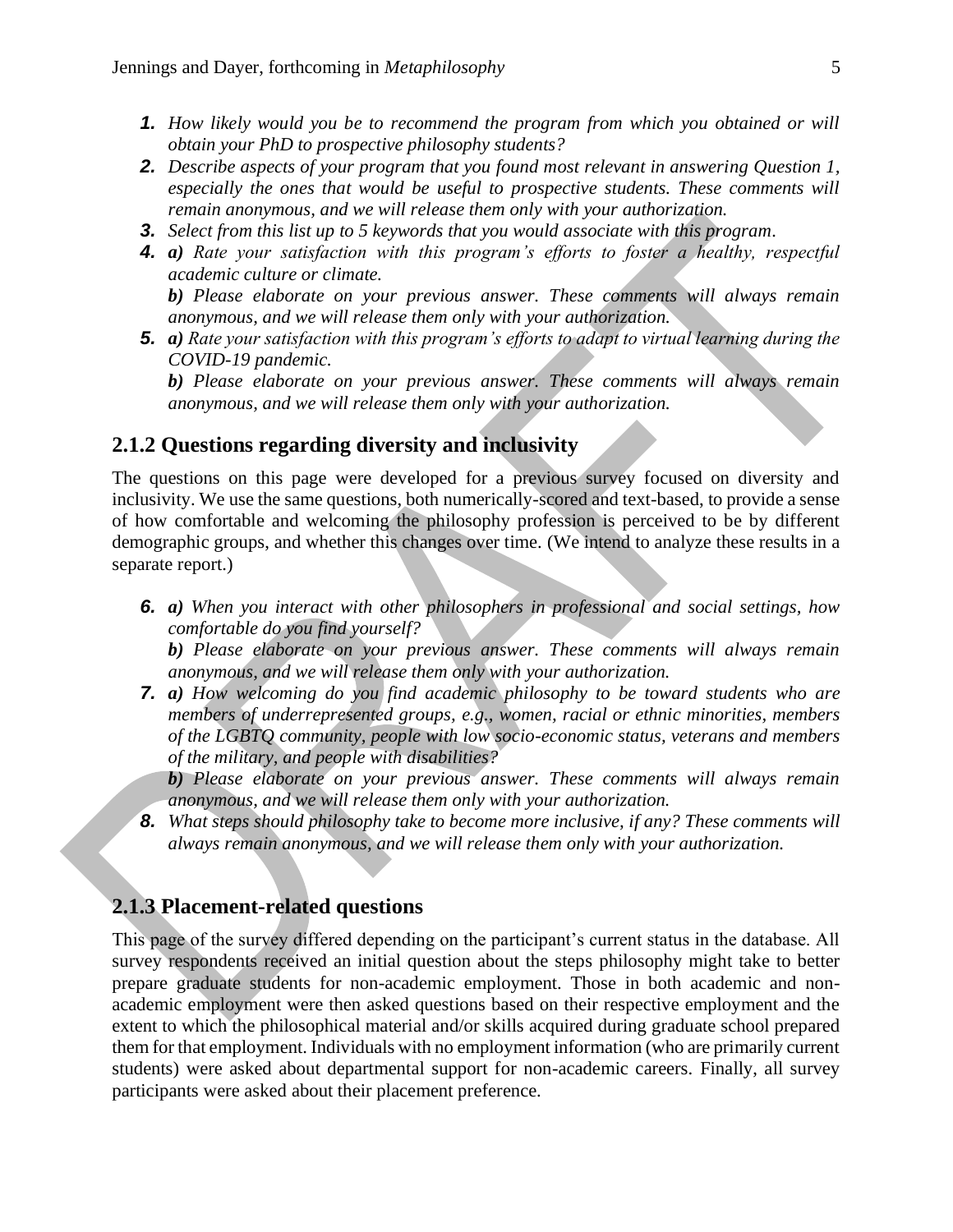1. *How likely would you be to recommend the program from which you obtained or will obtain your PhD to prospective philosophy students?*
2. *Describe aspects of your program that you found most relevant in answering Question 1, especially the ones that would be useful to prospective students. These comments will remain anonymous, and we will release them only with your authorization.*
3. *Select from this list up to 5 keywords that you would associate with this program.*
4. ***a)** Rate your satisfaction with this program's efforts to foster a healthy, respectful academic culture or climate.*
   ***b)** Please elaborate on your previous answer. These comments will always remain anonymous, and we will release them only with your authorization.*
5. ***a)** Rate your satisfaction with this program's efforts to adapt to virtual learning during the COVID-19 pandemic.*
   ***b)** Please elaborate on your previous answer. These comments will always remain anonymous, and we will release them only with your authorization.*

### 2.1.2 Questions regarding diversity and inclusivity

The questions on this page were developed for a previous survey focused on diversity and inclusivity. We use the same questions, both numerically-scored and text-based, to provide a sense of how comfortable and welcoming the philosophy profession is perceived to be by different demographic groups, and whether this changes over time. (We intend to analyze these results in a separate report.)

6. ***a)** When you interact with other philosophers in professional and social settings, how comfortable do you find yourself?*
   ***b)** Please elaborate on your previous answer. These comments will always remain anonymous, and we will release them only with your authorization.*
7. ***a)** How welcoming do you find academic philosophy to be toward students who are members of underrepresented groups, e.g., women, racial or ethnic minorities, members of the LGBTQ community, people with low socio-economic status, veterans and members of the military, and people with disabilities?*
   ***b)** Please elaborate on your previous answer. These comments will always remain anonymous, and we will release them only with your authorization.*
8. *What steps should philosophy take to become more inclusive, if any? These comments will always remain anonymous, and we will release them only with your authorization.*

### 2.1.3 Placement-related questions

This page of the survey differed depending on the participant's current status in the database. All survey respondents received an initial question about the steps philosophy might take to better prepare graduate students for non-academic employment. Those in both academic and non-academic employment were then asked questions based on their respective employment and the extent to which the philosophical material and/or skills acquired during graduate school prepared them for that employment. Individuals with no employment information (who are primarily current students) were asked about departmental support for non-academic careers. Finally, all survey participants were asked about their placement preference.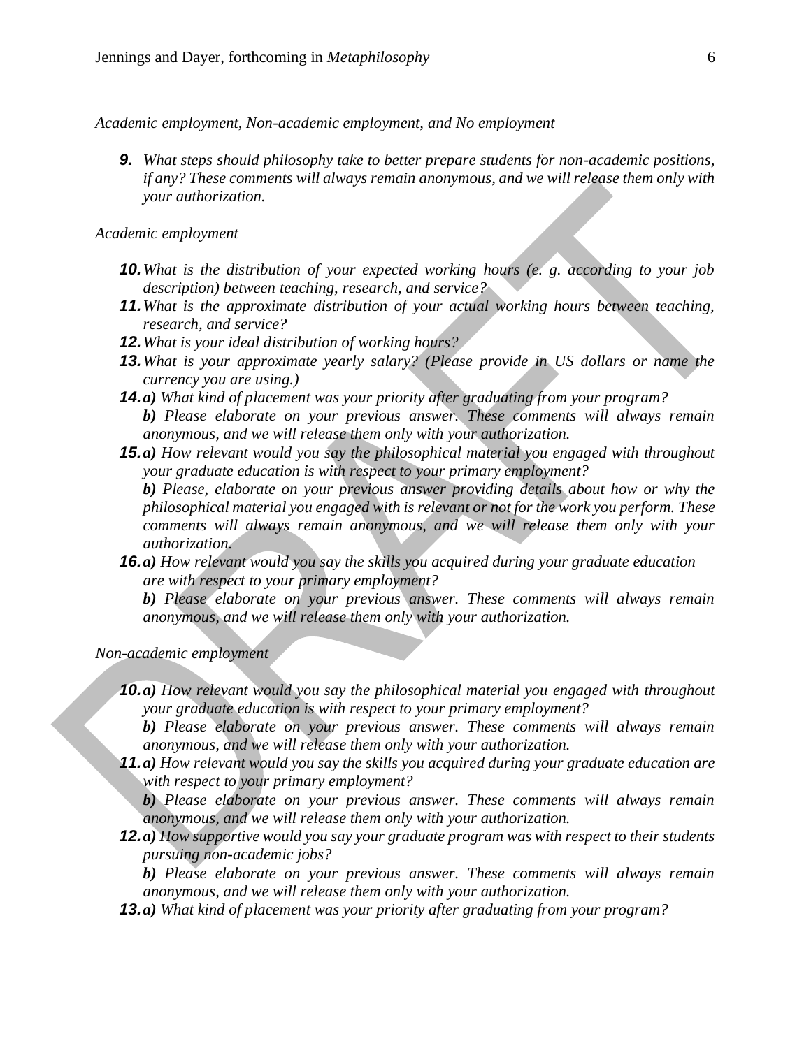*Academic employment, Non-academic employment, and No employment*

9. *What steps should philosophy take to better prepare students for non-academic positions, if any? These comments will always remain anonymous, and we will release them only with your authorization.*

*Academic employment*

10. *What is the distribution of your expected working hours (e. g. according to your job description) between teaching, research, and service?*
11. *What is the approximate distribution of your actual working hours between teaching, research, and service?*
12. *What is your ideal distribution of working hours?*
13. *What is your approximate yearly salary? (Please provide in US dollars or name the currency you are using.)*
14. ***a)** What kind of placement was your priority after graduating from your program?*
    ***b)** Please elaborate on your previous answer. These comments will always remain anonymous, and we will release them only with your authorization.*
15. ***a)** How relevant would you say the philosophical material you engaged with throughout your graduate education is with respect to your primary employment?*
    ***b)** Please, elaborate on your previous answer providing details about how or why the philosophical material you engaged with is relevant or not for the work you perform. These comments will always remain anonymous, and we will release them only with your authorization.*
16. ***a)** How relevant would you say the skills you acquired during your graduate education are with respect to your primary employment?*
    ***b)** Please elaborate on your previous answer. These comments will always remain anonymous, and we will release them only with your authorization.*

*Non-academic employment*

10. ***a)** How relevant would you say the philosophical material you engaged with throughout your graduate education is with respect to your primary employment?*
    ***b)** Please elaborate on your previous answer. These comments will always remain anonymous, and we will release them only with your authorization.*
11. ***a)** How relevant would you say the skills you acquired during your graduate education are with respect to your primary employment?*
    ***b)** Please elaborate on your previous answer. These comments will always remain anonymous, and we will release them only with your authorization.*
12. ***a)** How supportive would you say your graduate program was with respect to their students pursuing non-academic jobs?*
    ***b)** Please elaborate on your previous answer. These comments will always remain anonymous, and we will release them only with your authorization.*
13. ***a)** What kind of placement was your priority after graduating from your program?*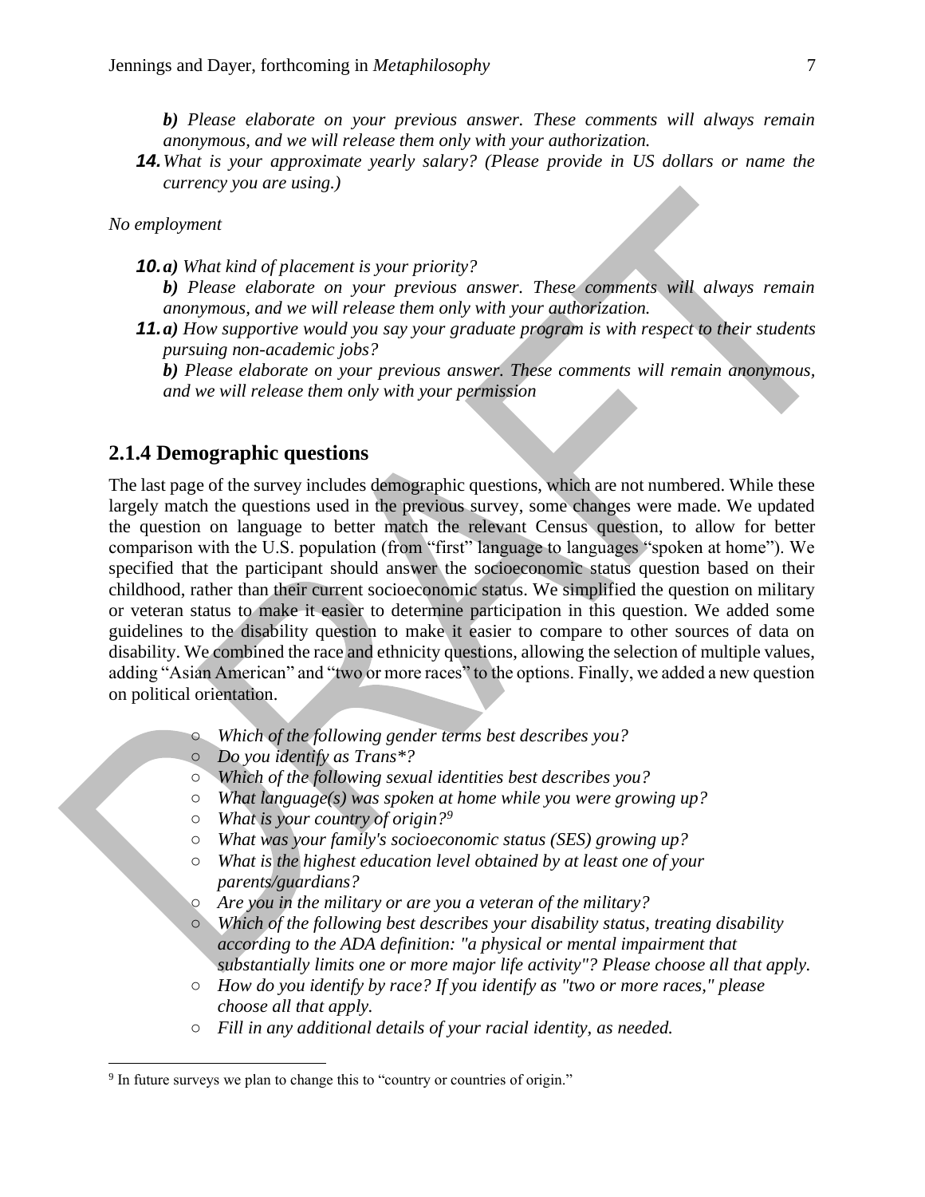*b) Please elaborate on your previous answer. These comments will always remain anonymous, and we will release them only with your authorization.*

***14.*** *What is your approximate yearly salary? (Please provide in US dollars or name the currency you are using.)*

*No employment*

***10.*** ***a)*** *What kind of placement is your priority?*

***b)*** *Please elaborate on your previous answer. These comments will always remain anonymous, and we will release them only with your authorization.*

***11.*** ***a)*** *How supportive would you say your graduate program is with respect to their students pursuing non-academic jobs?*

***b)*** *Please elaborate on your previous answer. These comments will remain anonymous, and we will release them only with your permission*

## 2.1.4 Demographic questions

The last page of the survey includes demographic questions, which are not numbered. While these largely match the questions used in the previous survey, some changes were made. We updated the question on language to better match the relevant Census question, to allow for better comparison with the U.S. population (from "first" language to languages "spoken at home"). We specified that the participant should answer the socioeconomic status question based on their childhood, rather than their current socioeconomic status. We simplified the question on military or veteran status to make it easier to determine participation in this question. We added some guidelines to the disability question to make it easier to compare to other sources of data on disability. We combined the race and ethnicity questions, allowing the selection of multiple values, adding "Asian American" and "two or more races" to the options. Finally, we added a new question on political orientation.

- *Which of the following gender terms best describes you?*
- *Do you identify as Trans*?*
- *Which of the following sexual identities best describes you?*
- *What language(s) was spoken at home while you were growing up?*
- *What is your country of origin?*[9]
- *What was your family's socioeconomic status (SES) growing up?*
- *What is the highest education level obtained by at least one of your parents/guardians?*
- *Are you in the military or are you a veteran of the military?*
- *Which of the following best describes your disability status, treating disability according to the ADA definition: "a physical or mental impairment that substantially limits one or more major life activity"? Please choose all that apply.*
- *How do you identify by race? If you identify as "two or more races," please choose all that apply.*
- *Fill in any additional details of your racial identity, as needed.*

[9] In future surveys we plan to change this to "country or countries of origin."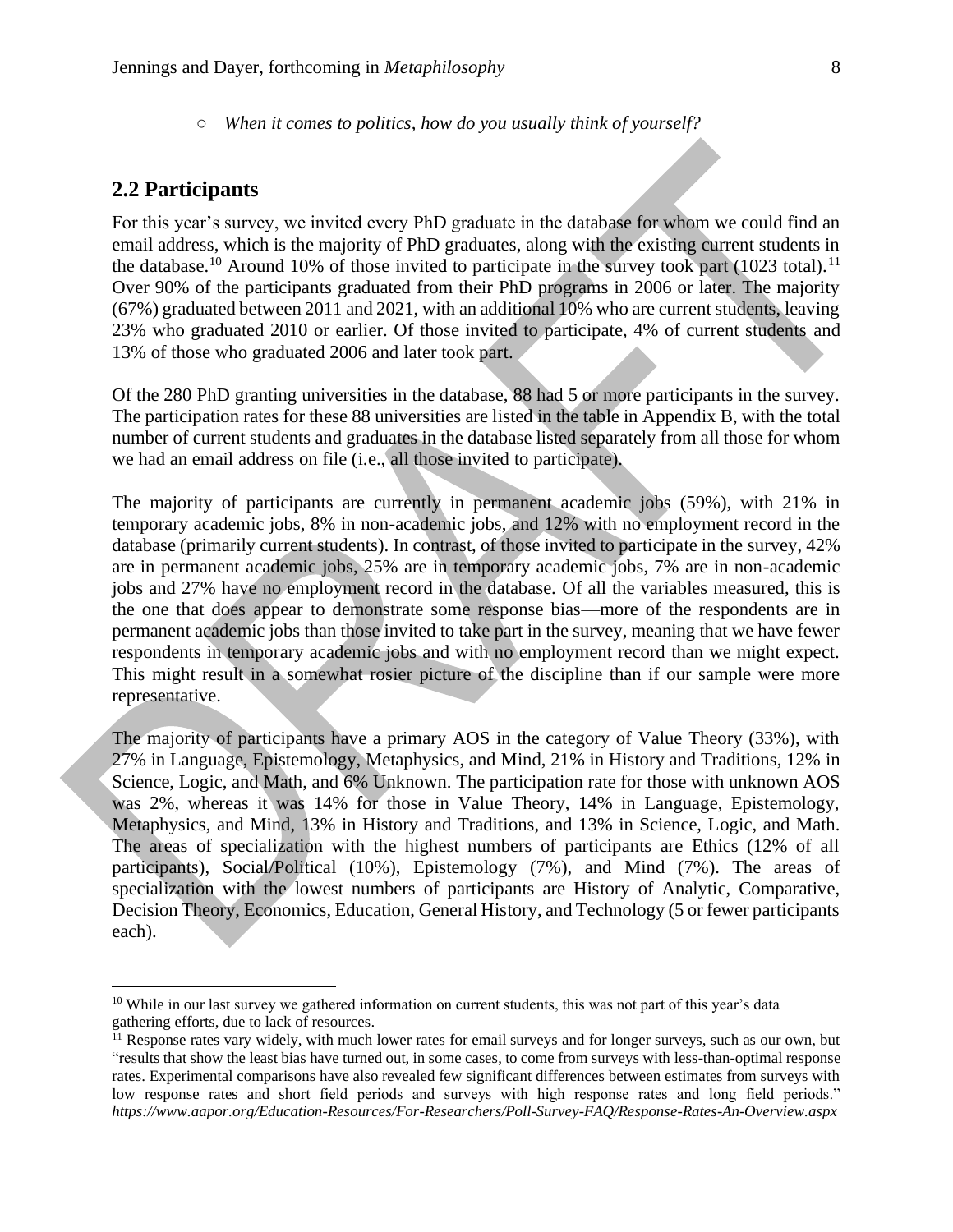- *When it comes to politics, how do you usually think of yourself?*

## 2.2 Participants

For this year's survey, we invited every PhD graduate in the database for whom we could find an email address, which is the majority of PhD graduates, along with the existing current students in the database.[10] Around 10% of those invited to participate in the survey took part (1023 total).[11] Over 90% of the participants graduated from their PhD programs in 2006 or later. The majority (67%) graduated between 2011 and 2021, with an additional 10% who are current students, leaving 23% who graduated 2010 or earlier. Of those invited to participate, 4% of current students and 13% of those who graduated 2006 and later took part.

Of the 280 PhD granting universities in the database, 88 had 5 or more participants in the survey. The participation rates for these 88 universities are listed in the table in Appendix B, with the total number of current students and graduates in the database listed separately from all those for whom we had an email address on file (i.e., all those invited to participate).

The majority of participants are currently in permanent academic jobs (59%), with 21% in temporary academic jobs, 8% in non-academic jobs, and 12% with no employment record in the database (primarily current students). In contrast, of those invited to participate in the survey, 42% are in permanent academic jobs, 25% are in temporary academic jobs, 7% are in non-academic jobs and 27% have no employment record in the database. Of all the variables measured, this is the one that does appear to demonstrate some response bias—more of the respondents are in permanent academic jobs than those invited to take part in the survey, meaning that we have fewer respondents in temporary academic jobs and with no employment record than we might expect. This might result in a somewhat rosier picture of the discipline than if our sample were more representative.

The majority of participants have a primary AOS in the category of Value Theory (33%), with 27% in Language, Epistemology, Metaphysics, and Mind, 21% in History and Traditions, 12% in Science, Logic, and Math, and 6% Unknown. The participation rate for those with unknown AOS was 2%, whereas it was 14% for those in Value Theory, 14% in Language, Epistemology, Metaphysics, and Mind, 13% in History and Traditions, and 13% in Science, Logic, and Math. The areas of specialization with the highest numbers of participants are Ethics (12% of all participants), Social/Political (10%), Epistemology (7%), and Mind (7%). The areas of specialization with the lowest numbers of participants are History of Analytic, Comparative, Decision Theory, Economics, Education, General History, and Technology (5 or fewer participants each).

---

[10] While in our last survey we gathered information on current students, this was not part of this year's data gathering efforts, due to lack of resources.

[11] Response rates vary widely, with much lower rates for email surveys and for longer surveys, such as our own, but "results that show the least bias have turned out, in some cases, to come from surveys with less-than-optimal response rates. Experimental comparisons have also revealed few significant differences between estimates from surveys with low response rates and short field periods and surveys with high response rates and long field periods." *https://www.aapor.org/Education-Resources/For-Researchers/Poll-Survey-FAQ/Response-Rates-An-Overview.aspx*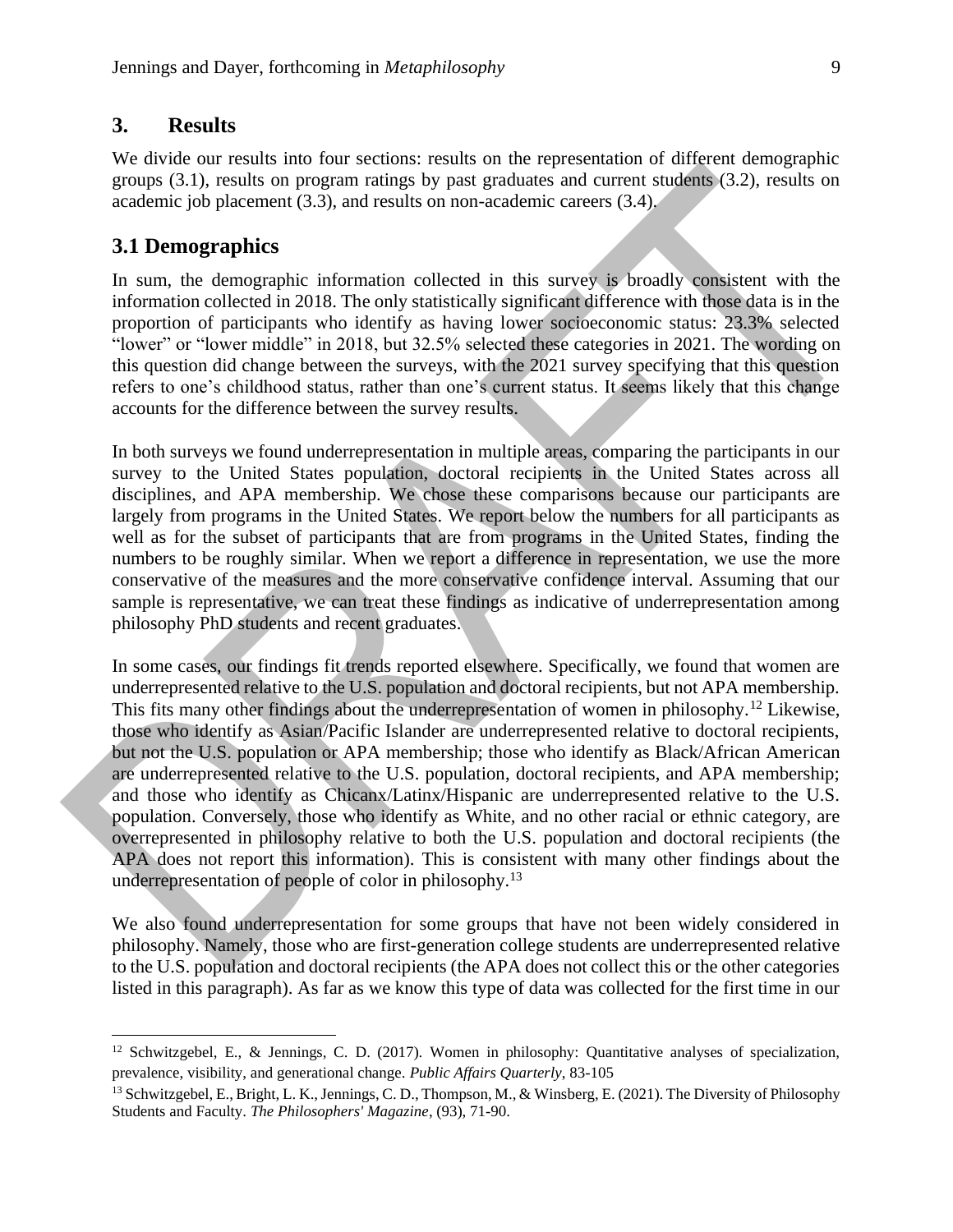## 3. Results

We divide our results into four sections: results on the representation of different demographic groups (3.1), results on program ratings by past graduates and current students (3.2), results on academic job placement (3.3), and results on non-academic careers (3.4).

## 3.1 Demographics

In sum, the demographic information collected in this survey is broadly consistent with the information collected in 2018. The only statistically significant difference with those data is in the proportion of participants who identify as having lower socioeconomic status: 23.3% selected "lower" or "lower middle" in 2018, but 32.5% selected these categories in 2021. The wording on this question did change between the surveys, with the 2021 survey specifying that this question refers to one's childhood status, rather than one's current status. It seems likely that this change accounts for the difference between the survey results.

In both surveys we found underrepresentation in multiple areas, comparing the participants in our survey to the United States population, doctoral recipients in the United States across all disciplines, and APA membership. We chose these comparisons because our participants are largely from programs in the United States. We report below the numbers for all participants as well as for the subset of participants that are from programs in the United States, finding the numbers to be roughly similar. When we report a difference in representation, we use the more conservative of the measures and the more conservative confidence interval. Assuming that our sample is representative, we can treat these findings as indicative of underrepresentation among philosophy PhD students and recent graduates.

In some cases, our findings fit trends reported elsewhere. Specifically, we found that women are underrepresented relative to the U.S. population and doctoral recipients, but not APA membership. This fits many other findings about the underrepresentation of women in philosophy.[12] Likewise, those who identify as Asian/Pacific Islander are underrepresented relative to doctoral recipients, but not the U.S. population or APA membership; those who identify as Black/African American are underrepresented relative to the U.S. population, doctoral recipients, and APA membership; and those who identify as Chicanx/Latinx/Hispanic are underrepresented relative to the U.S. population. Conversely, those who identify as White, and no other racial or ethnic category, are overrepresented in philosophy relative to both the U.S. population and doctoral recipients (the APA does not report this information). This is consistent with many other findings about the underrepresentation of people of color in philosophy.[13]

We also found underrepresentation for some groups that have not been widely considered in philosophy. Namely, those who are first-generation college students are underrepresented relative to the U.S. population and doctoral recipients (the APA does not collect this or the other categories listed in this paragraph). As far as we know this type of data was collected for the first time in our

[12] Schwitzgebel, E., & Jennings, C. D. (2017). Women in philosophy: Quantitative analyses of specialization, prevalence, visibility, and generational change. *Public Affairs Quarterly*, 83-105

[13] Schwitzgebel, E., Bright, L. K., Jennings, C. D., Thompson, M., & Winsberg, E. (2021). The Diversity of Philosophy Students and Faculty. *The Philosophers' Magazine*, (93), 71-90.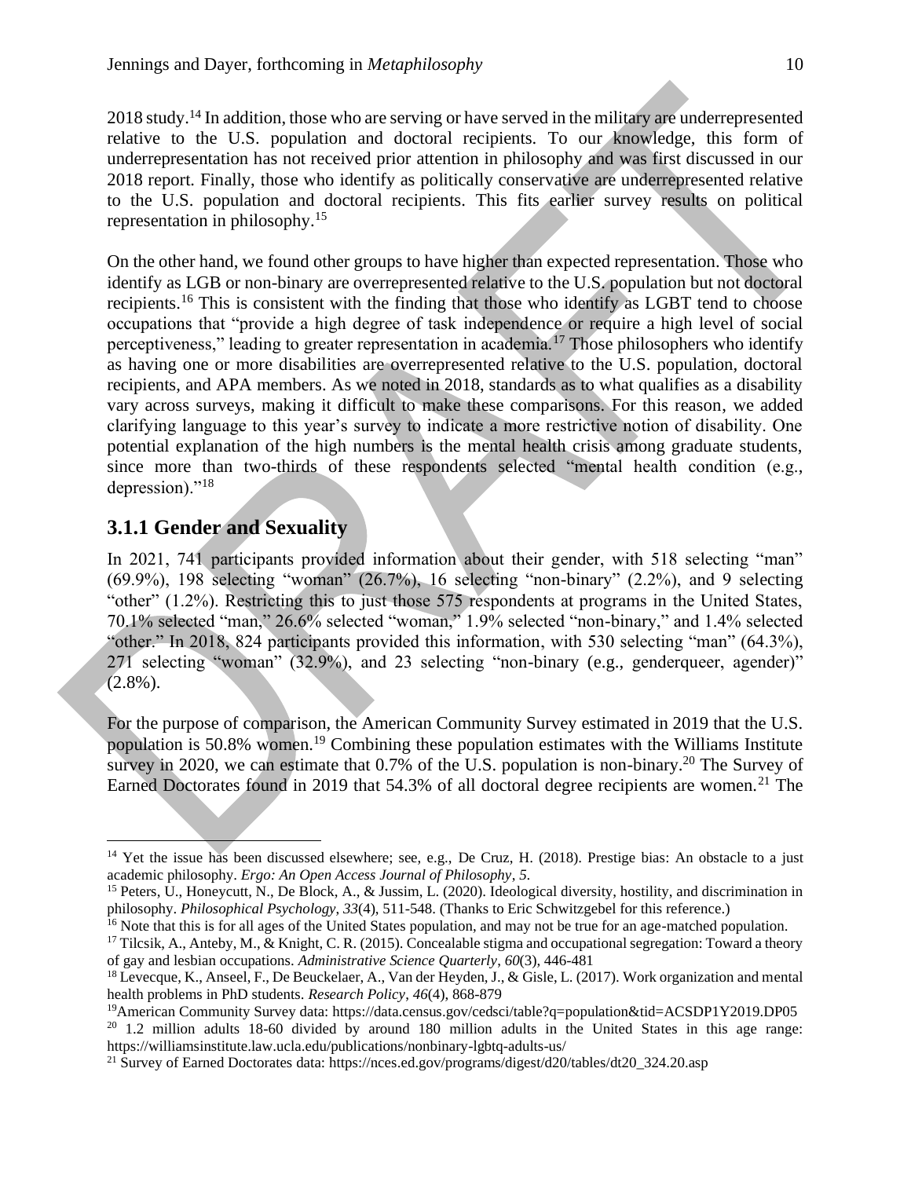2018 study.[14] In addition, those who are serving or have served in the military are underrepresented relative to the U.S. population and doctoral recipients. To our knowledge, this form of underrepresentation has not received prior attention in philosophy and was first discussed in our 2018 report. Finally, those who identify as politically conservative are underrepresented relative to the U.S. population and doctoral recipients. This fits earlier survey results on political representation in philosophy.[15]

On the other hand, we found other groups to have higher than expected representation. Those who identify as LGB or non-binary are overrepresented relative to the U.S. population but not doctoral recipients.[16] This is consistent with the finding that those who identify as LGBT tend to choose occupations that "provide a high degree of task independence or require a high level of social perceptiveness," leading to greater representation in academia.[17] Those philosophers who identify as having one or more disabilities are overrepresented relative to the U.S. population, doctoral recipients, and APA members. As we noted in 2018, standards as to what qualifies as a disability vary across surveys, making it difficult to make these comparisons. For this reason, we added clarifying language to this year's survey to indicate a more restrictive notion of disability. One potential explanation of the high numbers is the mental health crisis among graduate students, since more than two-thirds of these respondents selected "mental health condition (e.g., depression)."[18]

### 3.1.1 Gender and Sexuality

In 2021, 741 participants provided information about their gender, with 518 selecting "man" (69.9%), 198 selecting "woman" (26.7%), 16 selecting "non-binary" (2.2%), and 9 selecting "other" (1.2%). Restricting this to just those 575 respondents at programs in the United States, 70.1% selected "man," 26.6% selected "woman," 1.9% selected "non-binary," and 1.4% selected "other." In 2018, 824 participants provided this information, with 530 selecting "man" (64.3%), 271 selecting "woman" (32.9%), and 23 selecting "non-binary (e.g., genderqueer, agender)" (2.8%).

For the purpose of comparison, the American Community Survey estimated in 2019 that the U.S. population is 50.8% women.[19] Combining these population estimates with the Williams Institute survey in 2020, we can estimate that 0.7% of the U.S. population is non-binary.[20] The Survey of Earned Doctorates found in 2019 that 54.3% of all doctoral degree recipients are women.[21] The

---

[14] Yet the issue has been discussed elsewhere; see, e.g., De Cruz, H. (2018). Prestige bias: An obstacle to a just academic philosophy. *Ergo: An Open Access Journal of Philosophy*, *5*.

[15] Peters, U., Honeycutt, N., De Block, A., & Jussim, L. (2020). Ideological diversity, hostility, and discrimination in philosophy. *Philosophical Psychology*, *33*(4), 511-548. (Thanks to Eric Schwitzgebel for this reference.)

[16] Note that this is for all ages of the United States population, and may not be true for an age-matched population.

[17] Tilcsik, A., Anteby, M., & Knight, C. R. (2015). Concealable stigma and occupational segregation: Toward a theory of gay and lesbian occupations. *Administrative Science Quarterly*, *60*(3), 446-481

[18] Levecque, K., Anseel, F., De Beuckelaer, A., Van der Heyden, J., & Gisle, L. (2017). Work organization and mental health problems in PhD students. *Research Policy*, *46*(4), 868-879

[19] American Community Survey data: https://data.census.gov/cedsci/table?q=population&tid=ACSDP1Y2019.DP05

[20] 1.2 million adults 18-60 divided by around 180 million adults in the United States in this age range: https://williamsinstitute.law.ucla.edu/publications/nonbinary-lgbtq-adults-us/

[21] Survey of Earned Doctorates data: https://nces.ed.gov/programs/digest/d20/tables/dt20_324.20.asp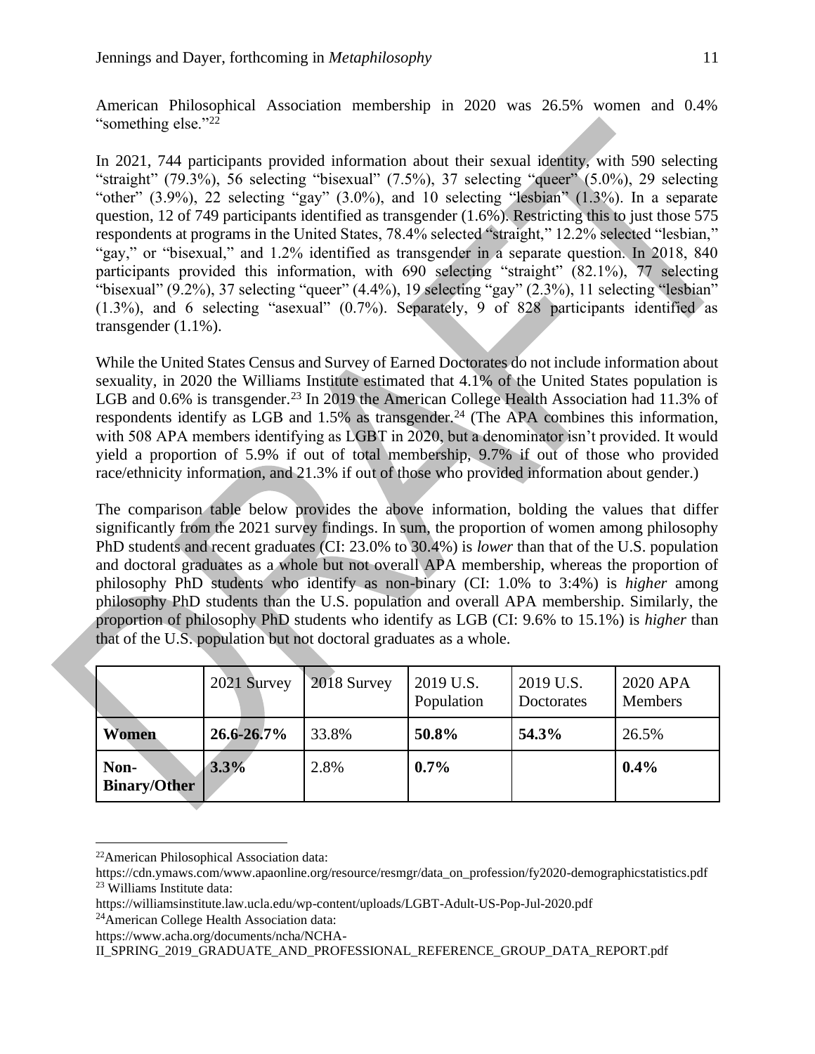American Philosophical Association membership in 2020 was 26.5% women and 0.4% "something else."[22]

In 2021, 744 participants provided information about their sexual identity, with 590 selecting "straight" (79.3%), 56 selecting "bisexual" (7.5%), 37 selecting "queer" (5.0%), 29 selecting "other" (3.9%), 22 selecting "gay" (3.0%), and 10 selecting "lesbian" (1.3%). In a separate question, 12 of 749 participants identified as transgender (1.6%). Restricting this to just those 575 respondents at programs in the United States, 78.4% selected "straight," 12.2% selected "lesbian," "gay," or "bisexual," and 1.2% identified as transgender in a separate question. In 2018, 840 participants provided this information, with 690 selecting "straight" (82.1%), 77 selecting "bisexual" (9.2%), 37 selecting "queer" (4.4%), 19 selecting "gay" (2.3%), 11 selecting "lesbian" (1.3%), and 6 selecting "asexual" (0.7%). Separately, 9 of 828 participants identified as transgender (1.1%).

While the United States Census and Survey of Earned Doctorates do not include information about sexuality, in 2020 the Williams Institute estimated that 4.1% of the United States population is LGB and 0.6% is transgender.[23] In 2019 the American College Health Association had 11.3% of respondents identify as LGB and 1.5% as transgender.[24] (The APA combines this information, with 508 APA members identifying as LGBT in 2020, but a denominator isn't provided. It would yield a proportion of 5.9% if out of total membership, 9.7% if out of those who provided race/ethnicity information, and 21.3% if out of those who provided information about gender.)

The comparison table below provides the above information, bolding the values that differ significantly from the 2021 survey findings. In sum, the proportion of women among philosophy PhD students and recent graduates (CI: 23.0% to 30.4%) is *lower* than that of the U.S. population and doctoral graduates as a whole but not overall APA membership, whereas the proportion of philosophy PhD students who identify as non-binary (CI: 1.0% to 3:4%) is *higher* among philosophy PhD students than the U.S. population and overall APA membership. Similarly, the proportion of philosophy PhD students who identify as LGB (CI: 9.6% to 15.1%) is *higher* than that of the U.S. population but not doctoral graduates as a whole.

| | 2021 Survey | 2018 Survey | 2019 U.S. Population | 2019 U.S. Doctorates | 2020 APA Members |
|---|---|---|---|---|---|
| **Women** | **26.6-26.7%** | 33.8% | **50.8%** | **54.3%** | 26.5% |
| **Non-Binary/Other** | **3.3%** | 2.8% | **0.7%** | | **0.4%** |

[22]American Philosophical Association data: https://cdn.ymaws.com/www.apaonline.org/resource/resmgr/data_on_profession/fy2020-demographicstatistics.pdf

[23] Williams Institute data: https://williamsinstitute.law.ucla.edu/wp-content/uploads/LGBT-Adult-US-Pop-Jul-2020.pdf

[24]American College Health Association data: https://www.acha.org/documents/ncha/NCHA-II_SPRING_2019_GRADUATE_AND_PROFESSIONAL_REFERENCE_GROUP_DATA_REPORT.pdf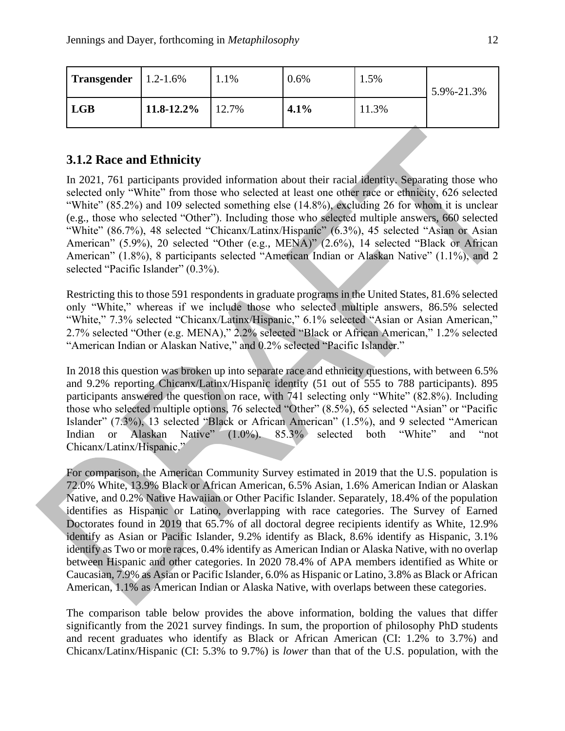| **Transgender** | 1.2-1.6% | 1.1% | 0.6% | 1.5% | 5.9%-21.3% |
|---|---|---|---|---|---|
| **LGB** | **11.8-12.2%** | 12.7% | **4.1%** | 11.3% | |

## 3.1.2 Race and Ethnicity

In 2021, 761 participants provided information about their racial identity. Separating those who selected only "White" from those who selected at least one other race or ethnicity, 626 selected "White" (85.2%) and 109 selected something else (14.8%), excluding 26 for whom it is unclear (e.g., those who selected "Other"). Including those who selected multiple answers, 660 selected "White" (86.7%), 48 selected "Chicanx/Latinx/Hispanic" (6.3%), 45 selected "Asian or Asian American" (5.9%), 20 selected "Other (e.g., MENA)" (2.6%), 14 selected "Black or African American" (1.8%), 8 participants selected "American Indian or Alaskan Native" (1.1%), and 2 selected "Pacific Islander" (0.3%).

Restricting this to those 591 respondents in graduate programs in the United States, 81.6% selected only "White," whereas if we include those who selected multiple answers, 86.5% selected "White," 7.3% selected "Chicanx/Latinx/Hispanic," 6.1% selected "Asian or Asian American," 2.7% selected "Other (e.g. MENA)," 2.2% selected "Black or African American," 1.2% selected "American Indian or Alaskan Native," and 0.2% selected "Pacific Islander."

In 2018 this question was broken up into separate race and ethnicity questions, with between 6.5% and 9.2% reporting Chicanx/Latinx/Hispanic identity (51 out of 555 to 788 participants). 895 participants answered the question on race, with 741 selecting only "White" (82.8%). Including those who selected multiple options, 76 selected "Other" (8.5%), 65 selected "Asian" or "Pacific Islander" (7.3%), 13 selected "Black or African American" (1.5%), and 9 selected "American Indian or Alaskan Native" (1.0%). 85.3% selected both "White" and "not Chicanx/Latinx/Hispanic."

For comparison, the American Community Survey estimated in 2019 that the U.S. population is 72.0% White, 13.9% Black or African American, 6.5% Asian, 1.6% American Indian or Alaskan Native, and 0.2% Native Hawaiian or Other Pacific Islander. Separately, 18.4% of the population identifies as Hispanic or Latino, overlapping with race categories. The Survey of Earned Doctorates found in 2019 that 65.7% of all doctoral degree recipients identify as White, 12.9% identify as Asian or Pacific Islander, 9.2% identify as Black, 8.6% identify as Hispanic, 3.1% identify as Two or more races, 0.4% identify as American Indian or Alaska Native, with no overlap between Hispanic and other categories. In 2020 78.4% of APA members identified as White or Caucasian, 7.9% as Asian or Pacific Islander, 6.0% as Hispanic or Latino, 3.8% as Black or African American, 1.1% as American Indian or Alaska Native, with overlaps between these categories.

The comparison table below provides the above information, bolding the values that differ significantly from the 2021 survey findings. In sum, the proportion of philosophy PhD students and recent graduates who identify as Black or African American (CI: 1.2% to 3.7%) and Chicanx/Latinx/Hispanic (CI: 5.3% to 9.7%) is *lower* than that of the U.S. population, with the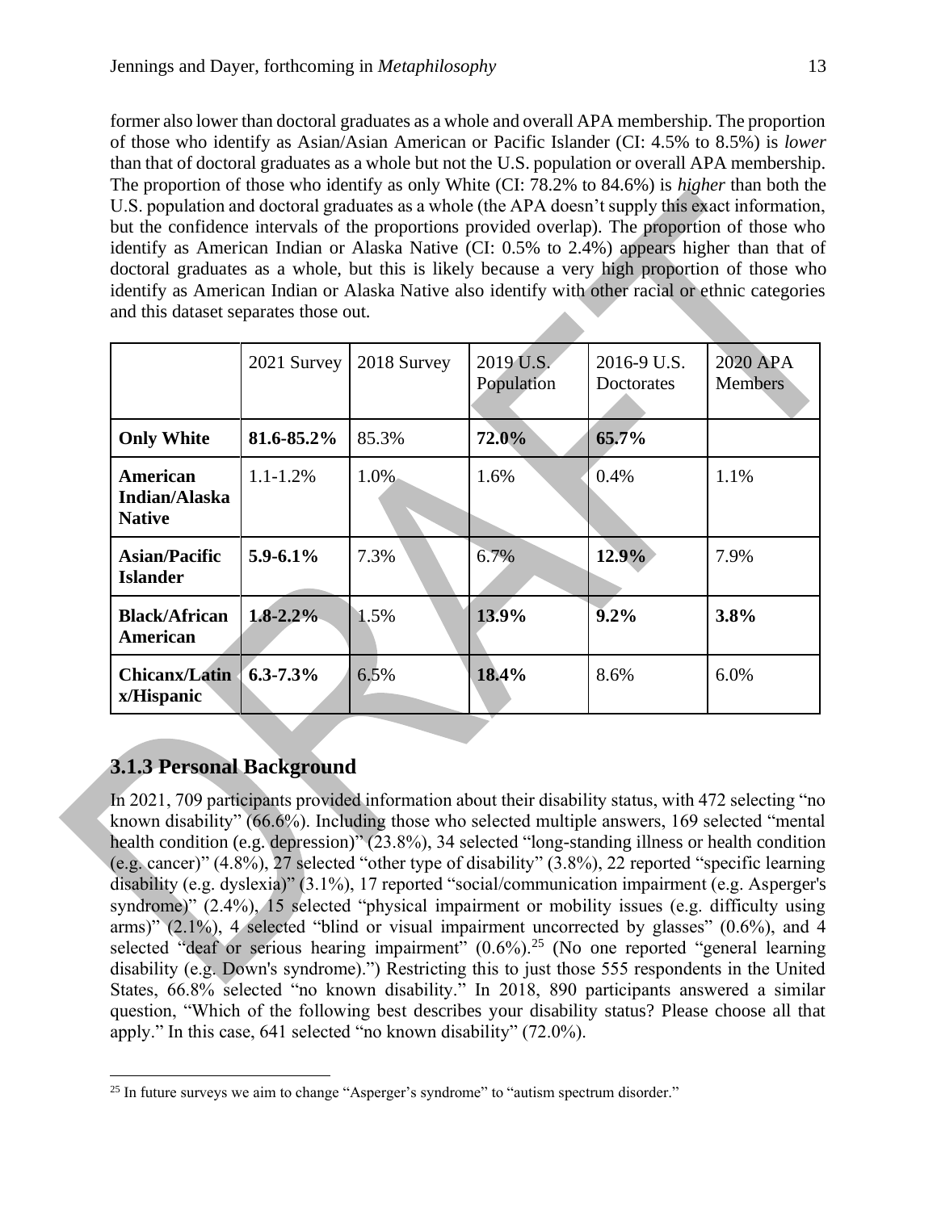former also lower than doctoral graduates as a whole and overall APA membership. The proportion of those who identify as Asian/Asian American or Pacific Islander (CI: 4.5% to 8.5%) is *lower* than that of doctoral graduates as a whole but not the U.S. population or overall APA membership. The proportion of those who identify as only White (CI: 78.2% to 84.6%) is *higher* than both the U.S. population and doctoral graduates as a whole (the APA doesn't supply this exact information, but the confidence intervals of the proportions provided overlap). The proportion of those who identify as American Indian or Alaska Native (CI: 0.5% to 2.4%) appears higher than that of doctoral graduates as a whole, but this is likely because a very high proportion of those who identify as American Indian or Alaska Native also identify with other racial or ethnic categories and this dataset separates those out.

| | 2021 Survey | 2018 Survey | 2019 U.S. Population | 2016-9 U.S. Doctorates | 2020 APA Members |
|---|---|---|---|---|---|
| **Only White** | **81.6-85.2%** | 85.3% | **72.0%** | **65.7%** | |
| **American Indian/Alaska Native** | 1.1-1.2% | 1.0% | 1.6% | 0.4% | 1.1% |
| **Asian/Pacific Islander** | **5.9-6.1%** | 7.3% | 6.7% | **12.9%** | 7.9% |
| **Black/African American** | **1.8-2.2%** | 1.5% | **13.9%** | **9.2%** | **3.8%** |
| **Chicanx/Latinx/Hispanic** | **6.3-7.3%** | 6.5% | **18.4%** | 8.6% | 6.0% |

### 3.1.3 Personal Background

In 2021, 709 participants provided information about their disability status, with 472 selecting "no known disability" (66.6%). Including those who selected multiple answers, 169 selected "mental health condition (e.g. depression)" (23.8%), 34 selected "long-standing illness or health condition (e.g. cancer)" (4.8%), 27 selected "other type of disability" (3.8%), 22 reported "specific learning disability (e.g. dyslexia)" (3.1%), 17 reported "social/communication impairment (e.g. Asperger's syndrome)" (2.4%), 15 selected "physical impairment or mobility issues (e.g. difficulty using arms)" (2.1%), 4 selected "blind or visual impairment uncorrected by glasses" (0.6%), and 4 selected "deaf or serious hearing impairment" (0.6%).[25] (No one reported "general learning disability (e.g. Down's syndrome).") Restricting this to just those 555 respondents in the United States, 66.8% selected "no known disability." In 2018, 890 participants answered a similar question, "Which of the following best describes your disability status? Please choose all that apply." In this case, 641 selected "no known disability" (72.0%).

[25] In future surveys we aim to change "Asperger's syndrome" to "autism spectrum disorder."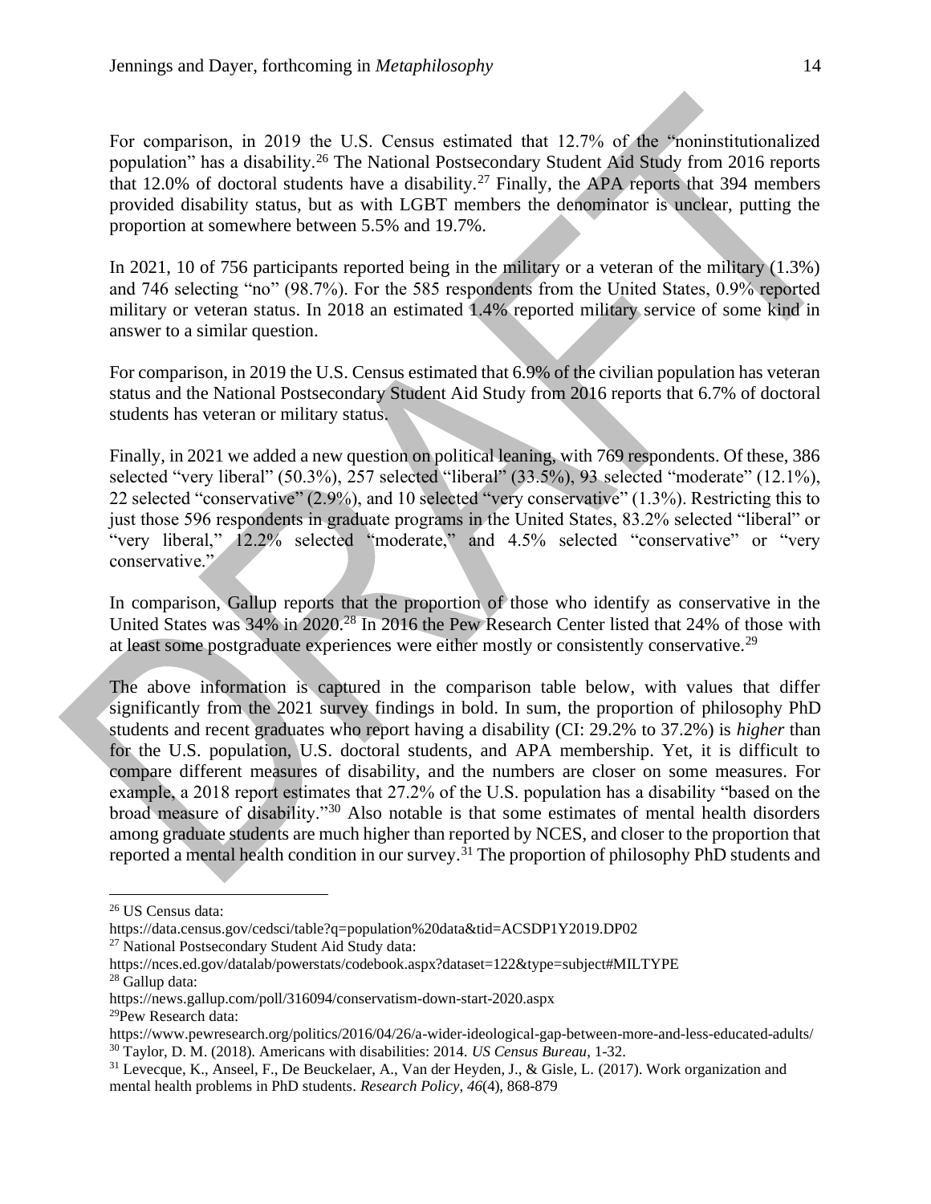For comparison, in 2019 the U.S. Census estimated that 12.7% of the "noninstitutionalized population" has a disability.[26] The National Postsecondary Student Aid Study from 2016 reports that 12.0% of doctoral students have a disability.[27] Finally, the APA reports that 394 members provided disability status, but as with LGBT members the denominator is unclear, putting the proportion at somewhere between 5.5% and 19.7%.

In 2021, 10 of 756 participants reported being in the military or a veteran of the military (1.3%) and 746 selecting "no" (98.7%). For the 585 respondents from the United States, 0.9% reported military or veteran status. In 2018 an estimated 1.4% reported military service of some kind in answer to a similar question.

For comparison, in 2019 the U.S. Census estimated that 6.9% of the civilian population has veteran status and the National Postsecondary Student Aid Study from 2016 reports that 6.7% of doctoral students has veteran or military status.

Finally, in 2021 we added a new question on political leaning, with 769 respondents. Of these, 386 selected "very liberal" (50.3%), 257 selected "liberal" (33.5%), 93 selected "moderate" (12.1%), 22 selected "conservative" (2.9%), and 10 selected "very conservative" (1.3%). Restricting this to just those 596 respondents in graduate programs in the United States, 83.2% selected "liberal" or "very liberal," 12.2% selected "moderate," and 4.5% selected "conservative" or "very conservative."

In comparison, Gallup reports that the proportion of those who identify as conservative in the United States was 34% in 2020.[28] In 2016 the Pew Research Center listed that 24% of those with at least some postgraduate experiences were either mostly or consistently conservative.[29]

The above information is captured in the comparison table below, with values that differ significantly from the 2021 survey findings in bold. In sum, the proportion of philosophy PhD students and recent graduates who report having a disability (CI: 29.2% to 37.2%) is *higher* than for the U.S. population, U.S. doctoral students, and APA membership. Yet, it is difficult to compare different measures of disability, and the numbers are closer on some measures. For example, a 2018 report estimates that 27.2% of the U.S. population has a disability "based on the broad measure of disability."[30] Also notable is that some estimates of mental health disorders among graduate students are much higher than reported by NCES, and closer to the proportion that reported a mental health condition in our survey.[31] The proportion of philosophy PhD students and

---

[26] US Census data: https://data.census.gov/cedsci/table?q=population%20data&tid=ACSDP1Y2019.DP02

[27] National Postsecondary Student Aid Study data: https://nces.ed.gov/datalab/powerstats/codebook.aspx?dataset=122&type=subject#MILTYPE

[28] Gallup data: https://news.gallup.com/poll/316094/conservatism-down-start-2020.aspx

[29] Pew Research data: https://www.pewresearch.org/politics/2016/04/26/a-wider-ideological-gap-between-more-and-less-educated-adults/

[30] Taylor, D. M. (2018). Americans with disabilities: 2014. *US Census Bureau*, 1-32.

[31] Levecque, K., Anseel, F., De Beuckelaer, A., Van der Heyden, J., & Gisle, L. (2017). Work organization and mental health problems in PhD students. *Research Policy*, *46*(4), 868-879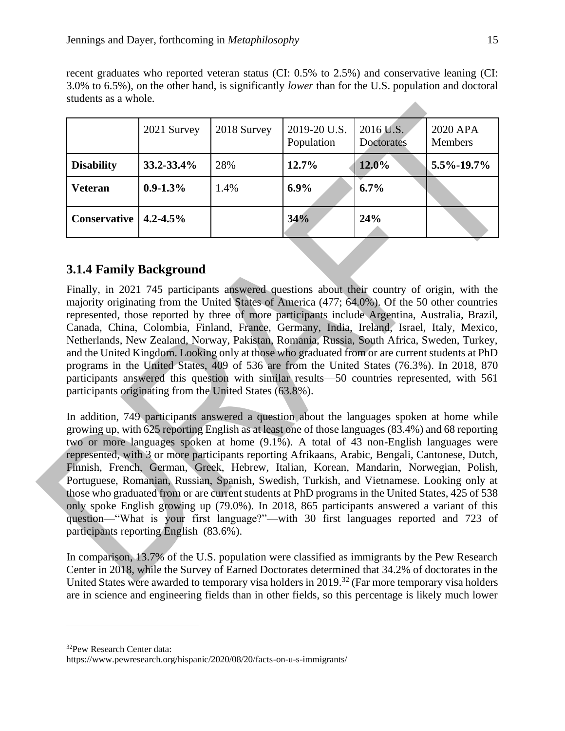recent graduates who reported veteran status (CI: 0.5% to 2.5%) and conservative leaning (CI: 3.0% to 6.5%), on the other hand, is significantly *lower* than for the U.S. population and doctoral students as a whole.

| | 2021 Survey | 2018 Survey | 2019-20 U.S. Population | 2016 U.S. Doctorates | 2020 APA Members |
|---|---|---|---|---|---|
| **Disability** | **33.2-33.4%** | 28% | **12.7%** | **12.0%** | **5.5%-19.7%** |
| **Veteran** | **0.9-1.3%** | 1.4% | **6.9%** | **6.7%** | |
| **Conservative** | **4.2-4.5%** | | **34%** | **24%** | |

### 3.1.4 Family Background

Finally, in 2021 745 participants answered questions about their country of origin, with the majority originating from the United States of America (477; 64.0%). Of the 50 other countries represented, those reported by three of more participants include Argentina, Australia, Brazil, Canada, China, Colombia, Finland, France, Germany, India, Ireland, Israel, Italy, Mexico, Netherlands, New Zealand, Norway, Pakistan, Romania, Russia, South Africa, Sweden, Turkey, and the United Kingdom. Looking only at those who graduated from or are current students at PhD programs in the United States, 409 of 536 are from the United States (76.3%). In 2018, 870 participants answered this question with similar results—50 countries represented, with 561 participants originating from the United States (63.8%).

In addition, 749 participants answered a question about the languages spoken at home while growing up, with 625 reporting English as at least one of those languages (83.4%) and 68 reporting two or more languages spoken at home (9.1%). A total of 43 non-English languages were represented, with 3 or more participants reporting Afrikaans, Arabic, Bengali, Cantonese, Dutch, Finnish, French, German, Greek, Hebrew, Italian, Korean, Mandarin, Norwegian, Polish, Portuguese, Romanian, Russian, Spanish, Swedish, Turkish, and Vietnamese. Looking only at those who graduated from or are current students at PhD programs in the United States, 425 of 538 only spoke English growing up (79.0%). In 2018, 865 participants answered a variant of this question—"What is your first language?"—with 30 first languages reported and 723 of participants reporting English (83.6%).

In comparison, 13.7% of the U.S. population were classified as immigrants by the Pew Research Center in 2018, while the Survey of Earned Doctorates determined that 34.2% of doctorates in the United States were awarded to temporary visa holders in 2019.[32] (Far more temporary visa holders are in science and engineering fields than in other fields, so this percentage is likely much lower

[32] Pew Research Center data: https://www.pewresearch.org/hispanic/2020/08/20/facts-on-u-s-immigrants/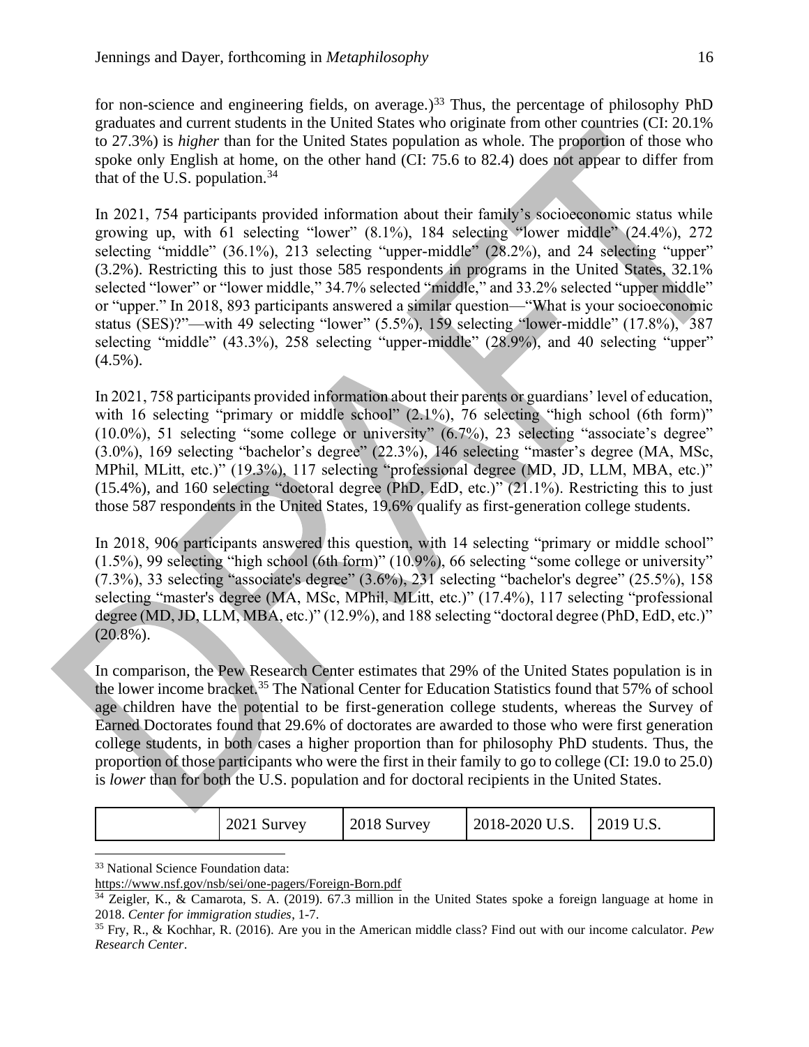for non-science and engineering fields, on average.)[33] Thus, the percentage of philosophy PhD graduates and current students in the United States who originate from other countries (CI: 20.1% to 27.3%) is *higher* than for the United States population as whole. The proportion of those who spoke only English at home, on the other hand (CI: 75.6 to 82.4) does not appear to differ from that of the U.S. population.[34]

In 2021, 754 participants provided information about their family's socioeconomic status while growing up, with 61 selecting "lower" (8.1%), 184 selecting "lower middle" (24.4%), 272 selecting "middle" (36.1%), 213 selecting "upper-middle" (28.2%), and 24 selecting "upper" (3.2%). Restricting this to just those 585 respondents in programs in the United States, 32.1% selected "lower" or "lower middle," 34.7% selected "middle," and 33.2% selected "upper middle" or "upper." In 2018, 893 participants answered a similar question—"What is your socioeconomic status (SES)?"—with 49 selecting "lower" (5.5%), 159 selecting "lower-middle" (17.8%), 387 selecting "middle" (43.3%), 258 selecting "upper-middle" (28.9%), and 40 selecting "upper" (4.5%).

In 2021, 758 participants provided information about their parents or guardians' level of education, with 16 selecting "primary or middle school" (2.1%), 76 selecting "high school (6th form)" (10.0%), 51 selecting "some college or university" (6.7%), 23 selecting "associate's degree" (3.0%), 169 selecting "bachelor's degree" (22.3%), 146 selecting "master's degree (MA, MSc, MPhil, MLitt, etc.)" (19.3%), 117 selecting "professional degree (MD, JD, LLM, MBA, etc.)" (15.4%), and 160 selecting "doctoral degree (PhD, EdD, etc.)" (21.1%). Restricting this to just those 587 respondents in the United States, 19.6% qualify as first-generation college students.

In 2018, 906 participants answered this question, with 14 selecting "primary or middle school" (1.5%), 99 selecting "high school (6th form)" (10.9%), 66 selecting "some college or university" (7.3%), 33 selecting "associate's degree" (3.6%), 231 selecting "bachelor's degree" (25.5%), 158 selecting "master's degree (MA, MSc, MPhil, MLitt, etc.)" (17.4%), 117 selecting "professional degree (MD, JD, LLM, MBA, etc.)" (12.9%), and 188 selecting "doctoral degree (PhD, EdD, etc.)" (20.8%).

In comparison, the Pew Research Center estimates that 29% of the United States population is in the lower income bracket.[35] The National Center for Education Statistics found that 57% of school age children have the potential to be first-generation college students, whereas the Survey of Earned Doctorates found that 29.6% of doctorates are awarded to those who were first generation college students, in both cases a higher proportion than for philosophy PhD students. Thus, the proportion of those participants who were the first in their family to go to college (CI: 19.0 to 25.0) is *lower* than for both the U.S. population and for doctoral recipients in the United States.

| | 2021 Survey | 2018 Survey | 2018-2020 U.S. | 2019 U.S. |
|---|---|---|---|---|

[33] National Science Foundation data: https://www.nsf.gov/nsb/sei/one-pagers/Foreign-Born.pdf

[34] Zeigler, K., & Camarota, S. A. (2019). 67.3 million in the United States spoke a foreign language at home in 2018. *Center for immigration studies*, 1-7.

[35] Fry, R., & Kochhar, R. (2016). Are you in the American middle class? Find out with our income calculator. *Pew Research Center*.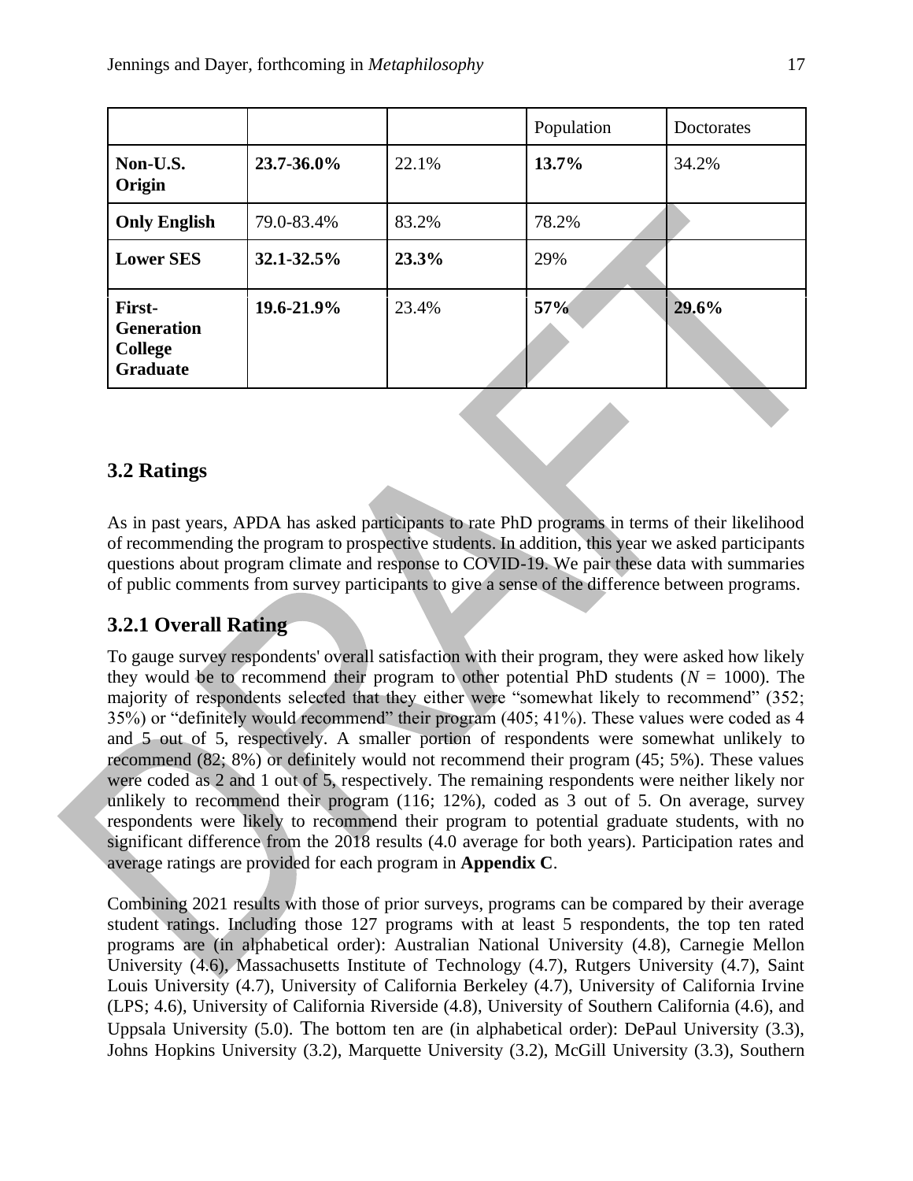| | | | Population | Doctorates |
|---|---|---|---|---|
| **Non-U.S. Origin** | **23.7-36.0%** | 22.1% | **13.7%** | 34.2% |
| **Only English** | 79.0-83.4% | 83.2% | 78.2% | |
| **Lower SES** | **32.1-32.5%** | **23.3%** | 29% | |
| **First-Generation College Graduate** | **19.6-21.9%** | 23.4% | **57%** | **29.6%** |

## 3.2 Ratings

As in past years, APDA has asked participants to rate PhD programs in terms of their likelihood of recommending the program to prospective students. In addition, this year we asked participants questions about program climate and response to COVID-19. We pair these data with summaries of public comments from survey participants to give a sense of the difference between programs.

### 3.2.1 Overall Rating

To gauge survey respondents' overall satisfaction with their program, they were asked how likely they would be to recommend their program to other potential PhD students ($N$ = 1000). The majority of respondents selected that they either were "somewhat likely to recommend" (352; 35%) or "definitely would recommend" their program (405; 41%). These values were coded as 4 and 5 out of 5, respectively. A smaller portion of respondents were somewhat unlikely to recommend (82; 8%) or definitely would not recommend their program (45; 5%). These values were coded as 2 and 1 out of 5, respectively. The remaining respondents were neither likely nor unlikely to recommend their program (116; 12%), coded as 3 out of 5. On average, survey respondents were likely to recommend their program to potential graduate students, with no significant difference from the 2018 results (4.0 average for both years). Participation rates and average ratings are provided for each program in **Appendix C**.

Combining 2021 results with those of prior surveys, programs can be compared by their average student ratings. Including those 127 programs with at least 5 respondents, the top ten rated programs are (in alphabetical order): Australian National University (4.8), Carnegie Mellon University (4.6), Massachusetts Institute of Technology (4.7), Rutgers University (4.7), Saint Louis University (4.7), University of California Berkeley (4.7), University of California Irvine (LPS; 4.6), University of California Riverside (4.8), University of Southern California (4.6), and Uppsala University (5.0). The bottom ten are (in alphabetical order): DePaul University (3.3), Johns Hopkins University (3.2), Marquette University (3.2), McGill University (3.3), Southern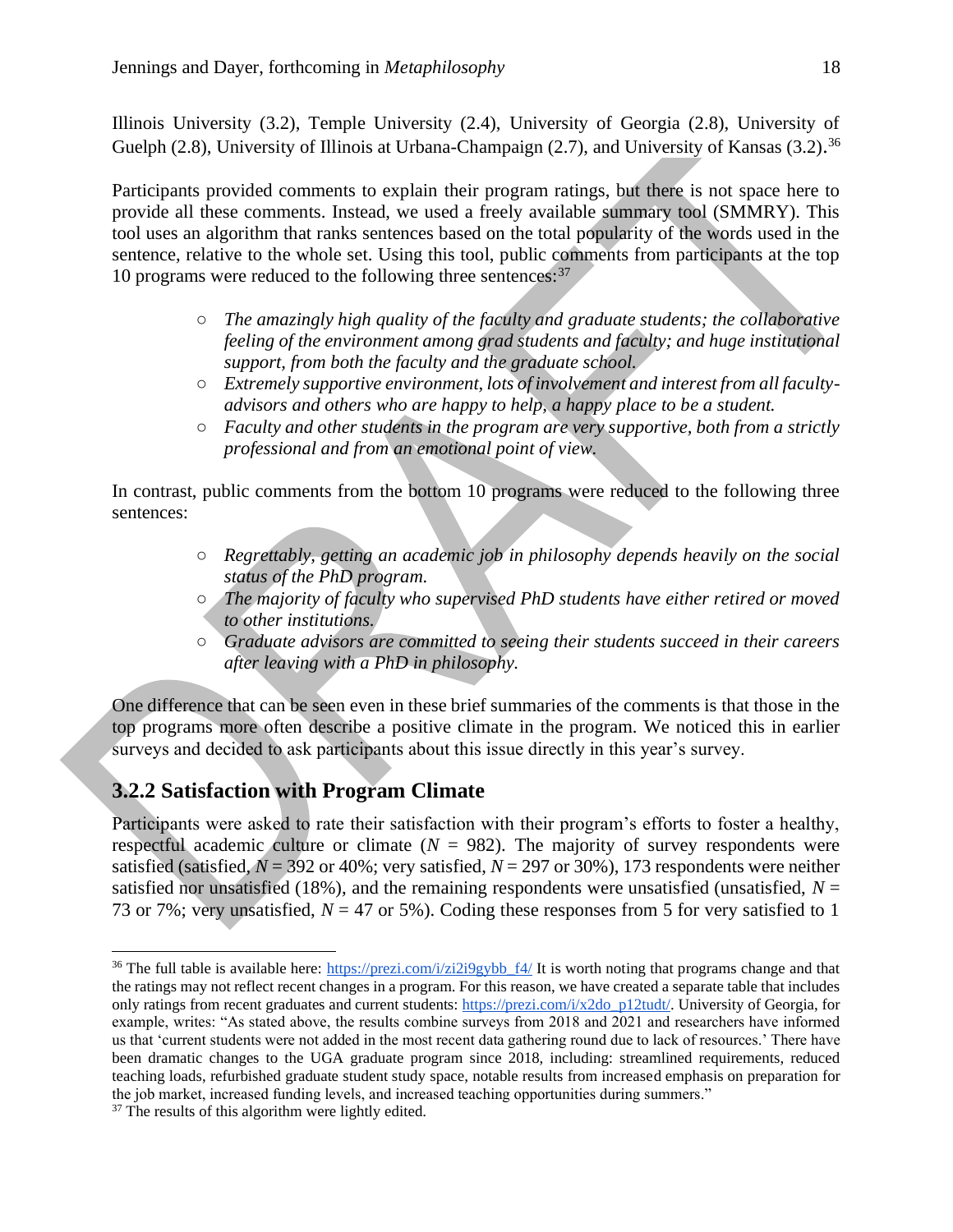Illinois University (3.2), Temple University (2.4), University of Georgia (2.8), University of Guelph (2.8), University of Illinois at Urbana-Champaign (2.7), and University of Kansas (3.2).[36]

Participants provided comments to explain their program ratings, but there is not space here to provide all these comments. Instead, we used a freely available summary tool (SMMRY). This tool uses an algorithm that ranks sentences based on the total popularity of the words used in the sentence, relative to the whole set. Using this tool, public comments from participants at the top 10 programs were reduced to the following three sentences:[37]

- *The amazingly high quality of the faculty and graduate students; the collaborative feeling of the environment among grad students and faculty; and huge institutional support, from both the faculty and the graduate school.*
- *Extremely supportive environment, lots of involvement and interest from all faculty-advisors and others who are happy to help, a happy place to be a student.*
- *Faculty and other students in the program are very supportive, both from a strictly professional and from an emotional point of view.*

In contrast, public comments from the bottom 10 programs were reduced to the following three sentences:

- *Regrettably, getting an academic job in philosophy depends heavily on the social status of the PhD program.*
- *The majority of faculty who supervised PhD students have either retired or moved to other institutions.*
- *Graduate advisors are committed to seeing their students succeed in their careers after leaving with a PhD in philosophy.*

One difference that can be seen even in these brief summaries of the comments is that those in the top programs more often describe a positive climate in the program. We noticed this in earlier surveys and decided to ask participants about this issue directly in this year's survey.

### 3.2.2 Satisfaction with Program Climate

Participants were asked to rate their satisfaction with their program's efforts to foster a healthy, respectful academic culture or climate ($N$ = 982). The majority of survey respondents were satisfied (satisfied, $N$ = 392 or 40%; very satisfied, $N$ = 297 or 30%), 173 respondents were neither satisfied nor unsatisfied (18%), and the remaining respondents were unsatisfied (unsatisfied, $N$ = 73 or 7%; very unsatisfied, $N$ = 47 or 5%). Coding these responses from 5 for very satisfied to 1

---

[36] The full table is available here: https://prezi.com/i/zi2i9gybb_f4/ It is worth noting that programs change and that the ratings may not reflect recent changes in a program. For this reason, we have created a separate table that includes only ratings from recent graduates and current students: https://prezi.com/i/x2do_p12tudt/. University of Georgia, for example, writes: "As stated above, the results combine surveys from 2018 and 2021 and researchers have informed us that 'current students were not added in the most recent data gathering round due to lack of resources.' There have been dramatic changes to the UGA graduate program since 2018, including: streamlined requirements, reduced teaching loads, refurbished graduate student study space, notable results from increased emphasis on preparation for the job market, increased funding levels, and increased teaching opportunities during summers."

[37] The results of this algorithm were lightly edited.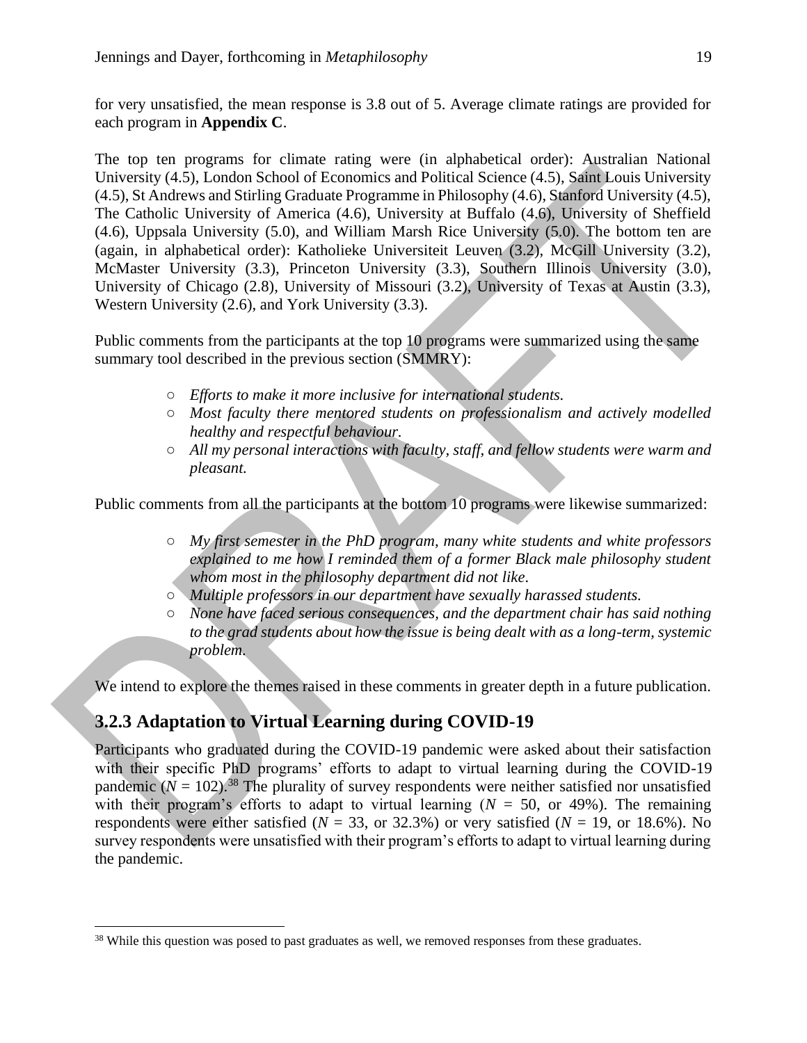for very unsatisfied, the mean response is 3.8 out of 5. Average climate ratings are provided for each program in **Appendix C**.

The top ten programs for climate rating were (in alphabetical order): Australian National University (4.5), London School of Economics and Political Science (4.5), Saint Louis University (4.5), St Andrews and Stirling Graduate Programme in Philosophy (4.6), Stanford University (4.5), The Catholic University of America (4.6), University at Buffalo (4.6), University of Sheffield (4.6), Uppsala University (5.0), and William Marsh Rice University (5.0). The bottom ten are (again, in alphabetical order): Katholieke Universiteit Leuven (3.2), McGill University (3.2), McMaster University (3.3), Princeton University (3.3), Southern Illinois University (3.0), University of Chicago (2.8), University of Missouri (3.2), University of Texas at Austin (3.3), Western University (2.6), and York University (3.3).

Public comments from the participants at the top 10 programs were summarized using the same summary tool described in the previous section (SMMRY):

- *Efforts to make it more inclusive for international students.*
- *Most faculty there mentored students on professionalism and actively modelled healthy and respectful behaviour.*
- *All my personal interactions with faculty, staff, and fellow students were warm and pleasant.*

Public comments from all the participants at the bottom 10 programs were likewise summarized:

- *My first semester in the PhD program, many white students and white professors explained to me how I reminded them of a former Black male philosophy student whom most in the philosophy department did not like.*
- *Multiple professors in our department have sexually harassed students.*
- *None have faced serious consequences, and the department chair has said nothing to the grad students about how the issue is being dealt with as a long-term, systemic problem.*

We intend to explore the themes raised in these comments in greater depth in a future publication.

### 3.2.3 Adaptation to Virtual Learning during COVID-19

Participants who graduated during the COVID-19 pandemic were asked about their satisfaction with their specific PhD programs' efforts to adapt to virtual learning during the COVID-19 pandemic ($N$ = 102).[38] The plurality of survey respondents were neither satisfied nor unsatisfied with their program's efforts to adapt to virtual learning ($N$ = 50, or 49%). The remaining respondents were either satisfied ($N$ = 33, or 32.3%) or very satisfied ($N$ = 19, or 18.6%). No survey respondents were unsatisfied with their program's efforts to adapt to virtual learning during the pandemic.

[38] While this question was posed to past graduates as well, we removed responses from these graduates.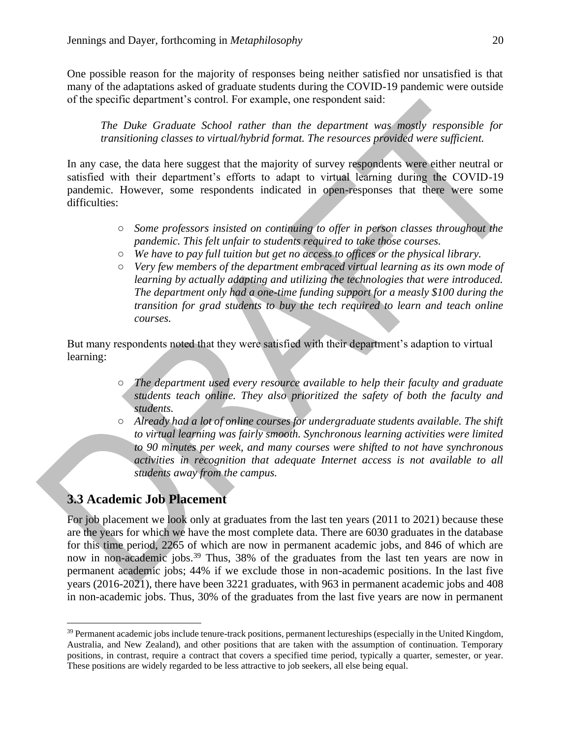One possible reason for the majority of responses being neither satisfied nor unsatisfied is that many of the adaptations asked of graduate students during the COVID-19 pandemic were outside of the specific department's control. For example, one respondent said:

> *The Duke Graduate School rather than the department was mostly responsible for transitioning classes to virtual/hybrid format. The resources provided were sufficient.*

In any case, the data here suggest that the majority of survey respondents were either neutral or satisfied with their department's efforts to adapt to virtual learning during the COVID-19 pandemic. However, some respondents indicated in open-responses that there were some difficulties:

- *Some professors insisted on continuing to offer in person classes throughout the pandemic. This felt unfair to students required to take those courses.*
- *We have to pay full tuition but get no access to offices or the physical library.*
- *Very few members of the department embraced virtual learning as its own mode of learning by actually adapting and utilizing the technologies that were introduced. The department only had a one-time funding support for a measly $100 during the transition for grad students to buy the tech required to learn and teach online courses.*

But many respondents noted that they were satisfied with their department's adaption to virtual learning:

- *The department used every resource available to help their faculty and graduate students teach online. They also prioritized the safety of both the faculty and students.*
- *Already had a lot of online courses for undergraduate students available. The shift to virtual learning was fairly smooth. Synchronous learning activities were limited to 90 minutes per week, and many courses were shifted to not have synchronous activities in recognition that adequate Internet access is not available to all students away from the campus.*

## 3.3 Academic Job Placement

For job placement we look only at graduates from the last ten years (2011 to 2021) because these are the years for which we have the most complete data. There are 6030 graduates in the database for this time period, 2265 of which are now in permanent academic jobs, and 846 of which are now in non-academic jobs.[39] Thus, 38% of the graduates from the last ten years are now in permanent academic jobs; 44% if we exclude those in non-academic positions. In the last five years (2016-2021), there have been 3221 graduates, with 963 in permanent academic jobs and 408 in non-academic jobs. Thus, 30% of the graduates from the last five years are now in permanent

[39] Permanent academic jobs include tenure-track positions, permanent lectureships (especially in the United Kingdom, Australia, and New Zealand), and other positions that are taken with the assumption of continuation. Temporary positions, in contrast, require a contract that covers a specified time period, typically a quarter, semester, or year. These positions are widely regarded to be less attractive to job seekers, all else being equal.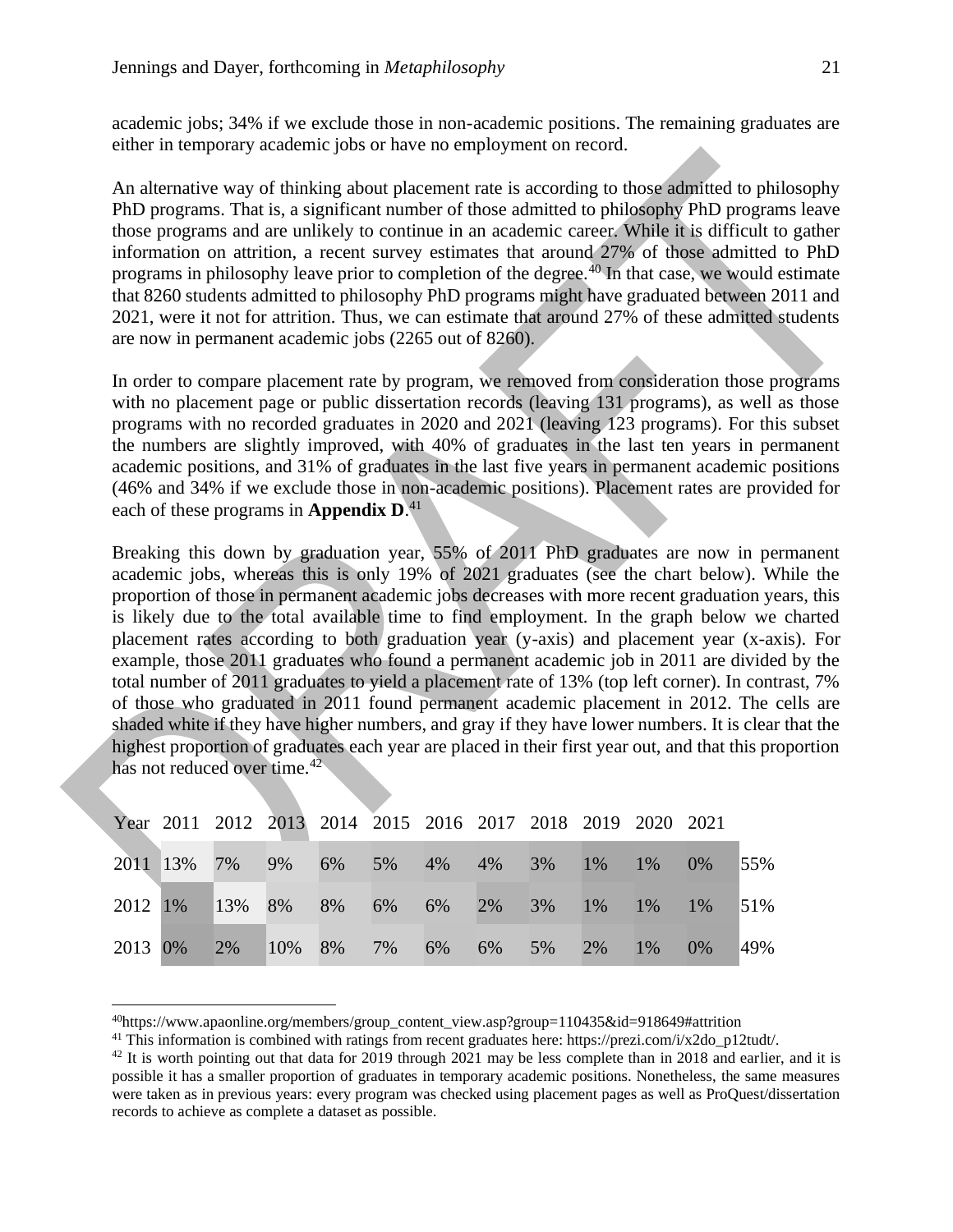academic jobs; 34% if we exclude those in non-academic positions. The remaining graduates are either in temporary academic jobs or have no employment on record.

An alternative way of thinking about placement rate is according to those admitted to philosophy PhD programs. That is, a significant number of those admitted to philosophy PhD programs leave those programs and are unlikely to continue in an academic career. While it is difficult to gather information on attrition, a recent survey estimates that around 27% of those admitted to PhD programs in philosophy leave prior to completion of the degree.[40] In that case, we would estimate that 8260 students admitted to philosophy PhD programs might have graduated between 2011 and 2021, were it not for attrition. Thus, we can estimate that around 27% of these admitted students are now in permanent academic jobs (2265 out of 8260).

In order to compare placement rate by program, we removed from consideration those programs with no placement page or public dissertation records (leaving 131 programs), as well as those programs with no recorded graduates in 2020 and 2021 (leaving 123 programs). For this subset the numbers are slightly improved, with 40% of graduates in the last ten years in permanent academic positions, and 31% of graduates in the last five years in permanent academic positions (46% and 34% if we exclude those in non-academic positions). Placement rates are provided for each of these programs in **Appendix D**.[41]

Breaking this down by graduation year, 55% of 2011 PhD graduates are now in permanent academic jobs, whereas this is only 19% of 2021 graduates (see the chart below). While the proportion of those in permanent academic jobs decreases with more recent graduation years, this is likely due to the total available time to find employment. In the graph below we charted placement rates according to both graduation year (y-axis) and placement year (x-axis). For example, those 2011 graduates who found a permanent academic job in 2011 are divided by the total number of 2011 graduates to yield a placement rate of 13% (top left corner). In contrast, 7% of those who graduated in 2011 found permanent academic placement in 2012. The cells are shaded white if they have higher numbers, and gray if they have lower numbers. It is clear that the highest proportion of graduates each year are placed in their first year out, and that this proportion has not reduced over time.[42]

| Year | 2011 | 2012 | 2013 | 2014 | 2015 | 2016 | 2017 | 2018 | 2019 | 2020 | 2021 | |
|---|---|---|---|---|---|---|---|---|---|---|---|---|
| 2011 | 13% | 7% | 9% | 6% | 5% | 4% | 4% | 3% | 1% | 1% | 0% | 55% |
| 2012 | 1% | 13% | 8% | 8% | 6% | 6% | 2% | 3% | 1% | 1% | 1% | 51% |
| 2013 | 0% | 2% | 10% | 8% | 7% | 6% | 6% | 5% | 2% | 1% | 0% | 49% |

[40] https://www.apaonline.org/members/group_content_view.asp?group=110435&id=918649#attrition

[41] This information is combined with ratings from recent graduates here: https://prezi.com/i/x2do_p12tudt/.

[42] It is worth pointing out that data for 2019 through 2021 may be less complete than in 2018 and earlier, and it is possible it has a smaller proportion of graduates in temporary academic positions. Nonetheless, the same measures were taken as in previous years: every program was checked using placement pages as well as ProQuest/dissertation records to achieve as complete a dataset as possible.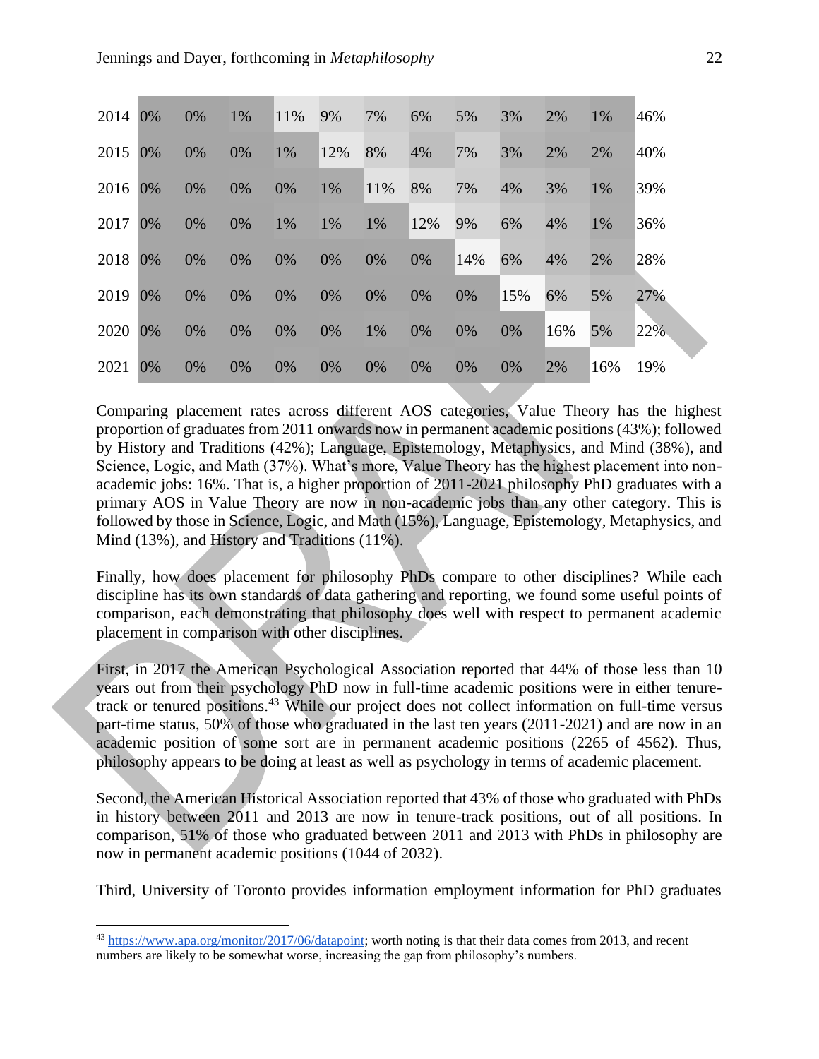| | | | | | | | | | | | | |
|---|---|---|---|---|---|---|---|---|---|---|---|---|
| 2014 | 0% | 0% | 1% | 11% | 9% | 7% | 6% | 5% | 3% | 2% | 1% | 46% |
| 2015 | 0% | 0% | 0% | 1% | 12% | 8% | 4% | 7% | 3% | 2% | 2% | 40% |
| 2016 | 0% | 0% | 0% | 0% | 1% | 11% | 8% | 7% | 4% | 3% | 1% | 39% |
| 2017 | 0% | 0% | 0% | 1% | 1% | 1% | 12% | 9% | 6% | 4% | 1% | 36% |
| 2018 | 0% | 0% | 0% | 0% | 0% | 0% | 0% | 14% | 6% | 4% | 2% | 28% |
| 2019 | 0% | 0% | 0% | 0% | 0% | 0% | 0% | 0% | 15% | 6% | 5% | 27% |
| 2020 | 0% | 0% | 0% | 0% | 0% | 1% | 0% | 0% | 0% | 16% | 5% | 22% |
| 2021 | 0% | 0% | 0% | 0% | 0% | 0% | 0% | 0% | 0% | 2% | 16% | 19% |

Comparing placement rates across different AOS categories, Value Theory has the highest proportion of graduates from 2011 onwards now in permanent academic positions (43%); followed by History and Traditions (42%); Language, Epistemology, Metaphysics, and Mind (38%), and Science, Logic, and Math (37%). What's more, Value Theory has the highest placement into non-academic jobs: 16%. That is, a higher proportion of 2011-2021 philosophy PhD graduates with a primary AOS in Value Theory are now in non-academic jobs than any other category. This is followed by those in Science, Logic, and Math (15%), Language, Epistemology, Metaphysics, and Mind (13%), and History and Traditions (11%).

Finally, how does placement for philosophy PhDs compare to other disciplines? While each discipline has its own standards of data gathering and reporting, we found some useful points of comparison, each demonstrating that philosophy does well with respect to permanent academic placement in comparison with other disciplines.

First, in 2017 the American Psychological Association reported that 44% of those less than 10 years out from their psychology PhD now in full-time academic positions were in either tenure-track or tenured positions.[43] While our project does not collect information on full-time versus part-time status, 50% of those who graduated in the last ten years (2011-2021) and are now in an academic position of some sort are in permanent academic positions (2265 of 4562). Thus, philosophy appears to be doing at least as well as psychology in terms of academic placement.

Second, the American Historical Association reported that 43% of those who graduated with PhDs in history between 2011 and 2013 are now in tenure-track positions, out of all positions. In comparison, 51% of those who graduated between 2011 and 2013 with PhDs in philosophy are now in permanent academic positions (1044 of 2032).

Third, University of Toronto provides information employment information for PhD graduates

[43] https://www.apa.org/monitor/2017/06/datapoint; worth noting is that their data comes from 2013, and recent numbers are likely to be somewhat worse, increasing the gap from philosophy's numbers.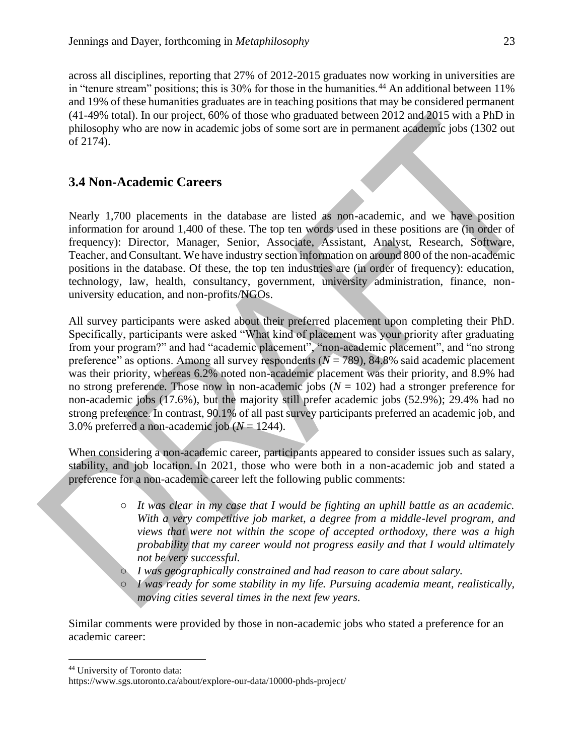across all disciplines, reporting that 27% of 2012-2015 graduates now working in universities are in "tenure stream" positions; this is 30% for those in the humanities.[44] An additional between 11% and 19% of these humanities graduates are in teaching positions that may be considered permanent (41-49% total). In our project, 60% of those who graduated between 2012 and 2015 with a PhD in philosophy who are now in academic jobs of some sort are in permanent academic jobs (1302 out of 2174).

## 3.4 Non-Academic Careers

Nearly 1,700 placements in the database are listed as non-academic, and we have position information for around 1,400 of these. The top ten words used in these positions are (in order of frequency): Director, Manager, Senior, Associate, Assistant, Analyst, Research, Software, Teacher, and Consultant. We have industry section information on around 800 of the non-academic positions in the database. Of these, the top ten industries are (in order of frequency): education, technology, law, health, consultancy, government, university administration, finance, non-university education, and non-profits/NGOs.

All survey participants were asked about their preferred placement upon completing their PhD. Specifically, participants were asked "What kind of placement was your priority after graduating from your program?" and had "academic placement", "non-academic placement", and "no strong preference" as options. Among all survey respondents ($N$ = 789), 84.8% said academic placement was their priority, whereas 6.2% noted non-academic placement was their priority, and 8.9% had no strong preference. Those now in non-academic jobs ($N$ = 102) had a stronger preference for non-academic jobs (17.6%), but the majority still prefer academic jobs (52.9%); 29.4% had no strong preference. In contrast, 90.1% of all past survey participants preferred an academic job, and 3.0% preferred a non-academic job ($N$ = 1244).

When considering a non-academic career, participants appeared to consider issues such as salary, stability, and job location. In 2021, those who were both in a non-academic job and stated a preference for a non-academic career left the following public comments:

- *It was clear in my case that I would be fighting an uphill battle as an academic. With a very competitive job market, a degree from a middle-level program, and views that were not within the scope of accepted orthodoxy, there was a high probability that my career would not progress easily and that I would ultimately not be very successful.*
- *I was geographically constrained and had reason to care about salary.*
- *I was ready for some stability in my life. Pursuing academia meant, realistically, moving cities several times in the next few years.*

Similar comments were provided by those in non-academic jobs who stated a preference for an academic career:

[44] University of Toronto data: https://www.sgs.utoronto.ca/about/explore-our-data/10000-phds-project/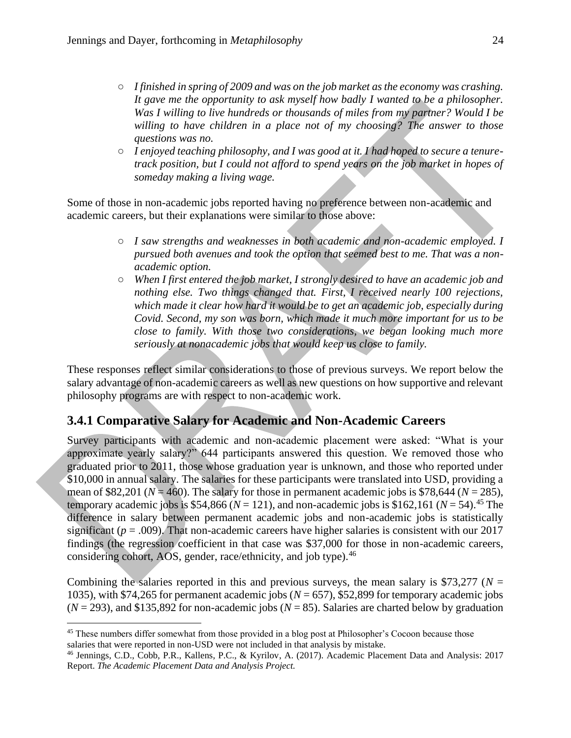- *I finished in spring of 2009 and was on the job market as the economy was crashing. It gave me the opportunity to ask myself how badly I wanted to be a philosopher. Was I willing to live hundreds or thousands of miles from my partner? Would I be willing to have children in a place not of my choosing? The answer to those questions was no.*
- *I enjoyed teaching philosophy, and I was good at it. I had hoped to secure a tenure-track position, but I could not afford to spend years on the job market in hopes of someday making a living wage.*

Some of those in non-academic jobs reported having no preference between non-academic and academic careers, but their explanations were similar to those above:

- *I saw strengths and weaknesses in both academic and non-academic employed. I pursued both avenues and took the option that seemed best to me. That was a non-academic option.*
- *When I first entered the job market, I strongly desired to have an academic job and nothing else. Two things changed that. First, I received nearly 100 rejections, which made it clear how hard it would be to get an academic job, especially during Covid. Second, my son was born, which made it much more important for us to be close to family. With those two considerations, we began looking much more seriously at nonacademic jobs that would keep us close to family.*

These responses reflect similar considerations to those of previous surveys. We report below the salary advantage of non-academic careers as well as new questions on how supportive and relevant philosophy programs are with respect to non-academic work.

## 3.4.1 Comparative Salary for Academic and Non-Academic Careers

Survey participants with academic and non-academic placement were asked: "What is your approximate yearly salary?" 644 participants answered this question. We removed those who graduated prior to 2011, those whose graduation year is unknown, and those who reported under $10,000 in annual salary. The salaries for these participants were translated into USD, providing a mean of $82,201 ($N = 460$). The salary for those in permanent academic jobs is $78,644 ($N = 285$), temporary academic jobs is $54,866 ($N = 121$), and non-academic jobs is $162,161 ($N = 54$).[45] The difference in salary between permanent academic jobs and non-academic jobs is statistically significant ($p = .009$). That non-academic careers have higher salaries is consistent with our 2017 findings (the regression coefficient in that case was $37,000 for those in non-academic careers, considering cohort, AOS, gender, race/ethnicity, and job type).[46]

Combining the salaries reported in this and previous surveys, the mean salary is $73,277 ($N = 1035$), with $74,265 for permanent academic jobs ($N = 657$), $52,899 for temporary academic jobs ($N = 293$), and $135,892 for non-academic jobs ($N = 85$). Salaries are charted below by graduation

[45] These numbers differ somewhat from those provided in a blog post at Philosopher's Cocoon because those salaries that were reported in non-USD were not included in that analysis by mistake.

[46] Jennings, C.D., Cobb, P.R., Kallens, P.C., & Kyrilov, A. (2017). Academic Placement Data and Analysis: 2017 Report. *The Academic Placement Data and Analysis Project.*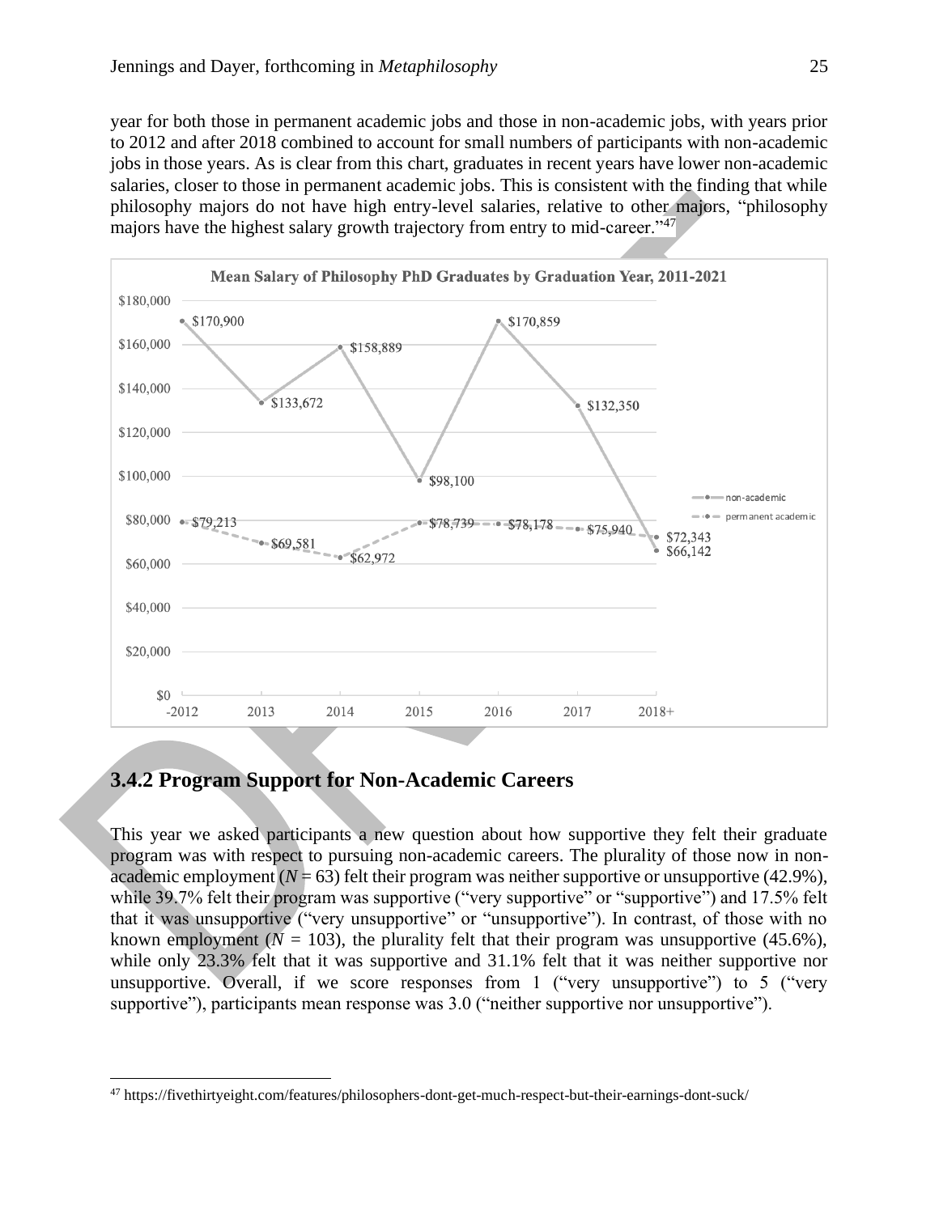year for both those in permanent academic jobs and those in non-academic jobs, with years prior to 2012 and after 2018 combined to account for small numbers of participants with non-academic jobs in those years. As is clear from this chart, graduates in recent years have lower non-academic salaries, closer to those in permanent academic jobs. This is consistent with the finding that while philosophy majors do not have high entry-level salaries, relative to other majors, "philosophy majors have the highest salary growth trajectory from entry to mid-career."[47]

**Mean Salary of Philosophy PhD Graduates by Graduation Year, 2011-2021**

| Graduation Year | non-academic | permanent academic |
|---|---|---|
| -2012 | $170,900 | $79,213 |
| 2013 | $133,672 | $69,581 |
| 2014 | $158,889 | $62,972 |
| 2015 | $98,100 | $78,739 |
| 2016 | $170,859 | $78,178 |
| 2017 | $132,350 | $75,940 |
| 2018+ | $66,142 | $72,343 |

## 3.4.2 Program Support for Non-Academic Careers

This year we asked participants a new question about how supportive they felt their graduate program was with respect to pursuing non-academic careers. The plurality of those now in non-academic employment ($N = 63$) felt their program was neither supportive or unsupportive (42.9%), while 39.7% felt their program was supportive ("very supportive" or "supportive") and 17.5% felt that it was unsupportive ("very unsupportive" or "unsupportive"). In contrast, of those with no known employment ($N = 103$), the plurality felt that their program was unsupportive (45.6%), while only 23.3% felt that it was supportive and 31.1% felt that it was neither supportive nor unsupportive. Overall, if we score responses from 1 ("very unsupportive") to 5 ("very supportive"), participants mean response was 3.0 ("neither supportive nor unsupportive").

[47] https://fivethirtyeight.com/features/philosophers-dont-get-much-respect-but-their-earnings-dont-suck/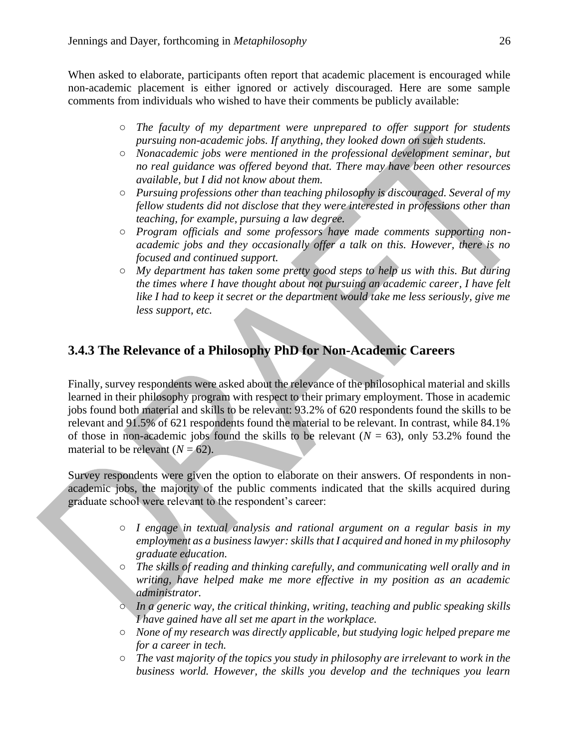When asked to elaborate, participants often report that academic placement is encouraged while non-academic placement is either ignored or actively discouraged. Here are some sample comments from individuals who wished to have their comments be publicly available:

- *The faculty of my department were unprepared to offer support for students pursuing non-academic jobs. If anything, they looked down on such students.*
- *Nonacademic jobs were mentioned in the professional development seminar, but no real guidance was offered beyond that. There may have been other resources available, but I did not know about them.*
- *Pursuing professions other than teaching philosophy is discouraged. Several of my fellow students did not disclose that they were interested in professions other than teaching, for example, pursuing a law degree.*
- *Program officials and some professors have made comments supporting non-academic jobs and they occasionally offer a talk on this. However, there is no focused and continued support.*
- *My department has taken some pretty good steps to help us with this. But during the times where I have thought about not pursuing an academic career, I have felt like I had to keep it secret or the department would take me less seriously, give me less support, etc.*

### 3.4.3 The Relevance of a Philosophy PhD for Non-Academic Careers

Finally, survey respondents were asked about the relevance of the philosophical material and skills learned in their philosophy program with respect to their primary employment. Those in academic jobs found both material and skills to be relevant: 93.2% of 620 respondents found the skills to be relevant and 91.5% of 621 respondents found the material to be relevant. In contrast, while 84.1% of those in non-academic jobs found the skills to be relevant ($N = 63$), only 53.2% found the material to be relevant ($N = 62$).

Survey respondents were given the option to elaborate on their answers. Of respondents in non-academic jobs, the majority of the public comments indicated that the skills acquired during graduate school were relevant to the respondent's career:

- *I engage in textual analysis and rational argument on a regular basis in my employment as a business lawyer: skills that I acquired and honed in my philosophy graduate education.*
- *The skills of reading and thinking carefully, and communicating well orally and in writing, have helped make me more effective in my position as an academic administrator.*
- *In a generic way, the critical thinking, writing, teaching and public speaking skills I have gained have all set me apart in the workplace.*
- *None of my research was directly applicable, but studying logic helped prepare me for a career in tech.*
- *The vast majority of the topics you study in philosophy are irrelevant to work in the business world. However, the skills you develop and the techniques you learn*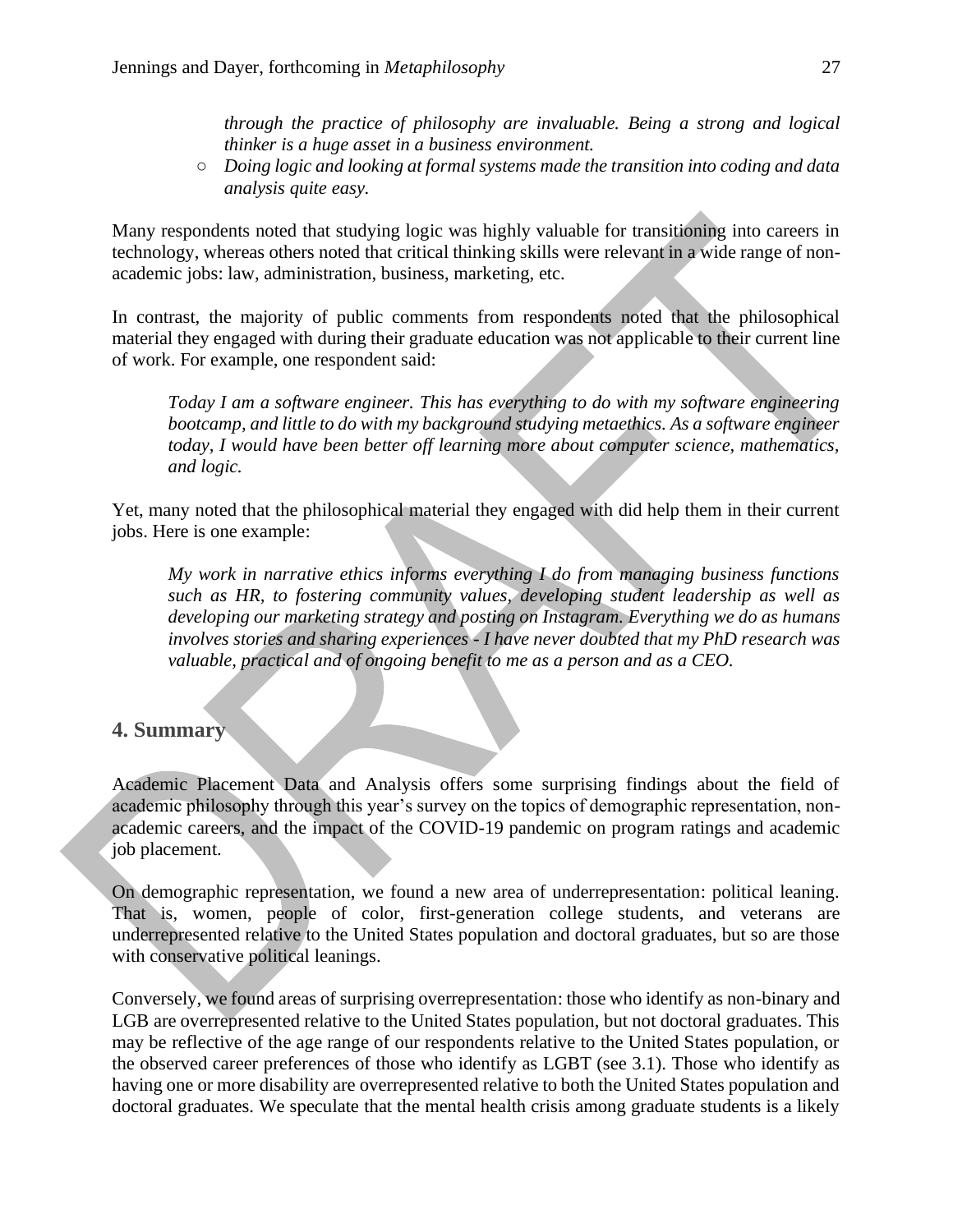through the practice of philosophy are invaluable. Being a strong and logical thinker is a huge asset in a business environment.*
  - *Doing logic and looking at formal systems made the transition into coding and data analysis quite easy.*

Many respondents noted that studying logic was highly valuable for transitioning into careers in technology, whereas others noted that critical thinking skills were relevant in a wide range of non-academic jobs: law, administration, business, marketing, etc.

In contrast, the majority of public comments from respondents noted that the philosophical material they engaged with during their graduate education was not applicable to their current line of work. For example, one respondent said:

> *Today I am a software engineer. This has everything to do with my software engineering bootcamp, and little to do with my background studying metaethics. As a software engineer today, I would have been better off learning more about computer science, mathematics, and logic.*

Yet, many noted that the philosophical material they engaged with did help them in their current jobs. Here is one example:

> *My work in narrative ethics informs everything I do from managing business functions such as HR, to fostering community values, developing student leadership as well as developing our marketing strategy and posting on Instagram. Everything we do as humans involves stories and sharing experiences - I have never doubted that my PhD research was valuable, practical and of ongoing benefit to me as a person and as a CEO.*

## 4. Summary

Academic Placement Data and Analysis offers some surprising findings about the field of academic philosophy through this year's survey on the topics of demographic representation, non-academic careers, and the impact of the COVID-19 pandemic on program ratings and academic job placement.

On demographic representation, we found a new area of underrepresentation: political leaning. That is, women, people of color, first-generation college students, and veterans are underrepresented relative to the United States population and doctoral graduates, but so are those with conservative political leanings.

Conversely, we found areas of surprising overrepresentation: those who identify as non-binary and LGB are overrepresented relative to the United States population, but not doctoral graduates. This may be reflective of the age range of our respondents relative to the United States population, or the observed career preferences of those who identify as LGBT (see 3.1). Those who identify as having one or more disability are overrepresented relative to both the United States population and doctoral graduates. We speculate that the mental health crisis among graduate students is a likely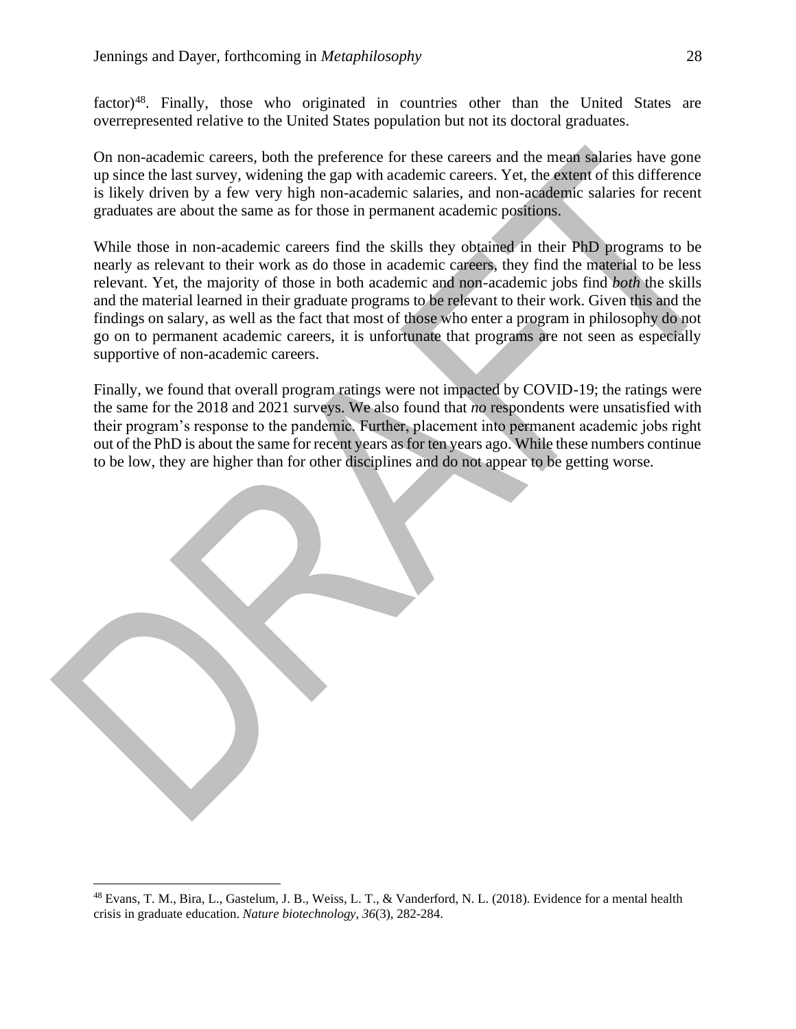factor)[48]. Finally, those who originated in countries other than the United States are overrepresented relative to the United States population but not its doctoral graduates.

On non-academic careers, both the preference for these careers and the mean salaries have gone up since the last survey, widening the gap with academic careers. Yet, the extent of this difference is likely driven by a few very high non-academic salaries, and non-academic salaries for recent graduates are about the same as for those in permanent academic positions.

While those in non-academic careers find the skills they obtained in their PhD programs to be nearly as relevant to their work as do those in academic careers, they find the material to be less relevant. Yet, the majority of those in both academic and non-academic jobs find *both* the skills and the material learned in their graduate programs to be relevant to their work. Given this and the findings on salary, as well as the fact that most of those who enter a program in philosophy do not go on to permanent academic careers, it is unfortunate that programs are not seen as especially supportive of non-academic careers.

Finally, we found that overall program ratings were not impacted by COVID-19; the ratings were the same for the 2018 and 2021 surveys. We also found that *no* respondents were unsatisfied with their program's response to the pandemic. Further, placement into permanent academic jobs right out of the PhD is about the same for recent years as for ten years ago. While these numbers continue to be low, they are higher than for other disciplines and do not appear to be getting worse.

---

[48] Evans, T. M., Bira, L., Gastelum, J. B., Weiss, L. T., & Vanderford, N. L. (2018). Evidence for a mental health crisis in graduate education. *Nature biotechnology*, *36*(3), 282-284.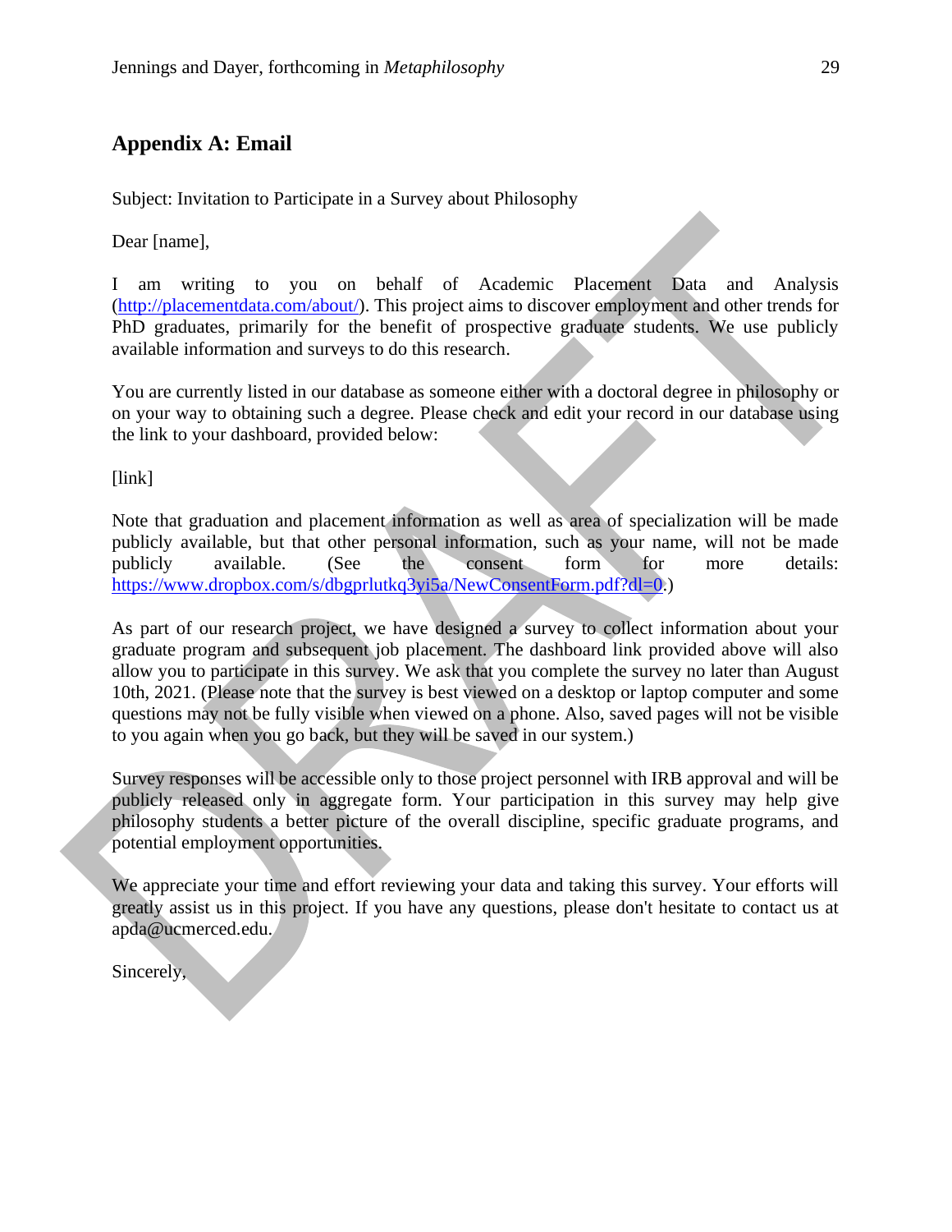## Appendix A: Email

Subject: Invitation to Participate in a Survey about Philosophy

Dear [name],

I am writing to you on behalf of Academic Placement Data and Analysis (http://placementdata.com/about/). This project aims to discover employment and other trends for PhD graduates, primarily for the benefit of prospective graduate students. We use publicly available information and surveys to do this research.

You are currently listed in our database as someone either with a doctoral degree in philosophy or on your way to obtaining such a degree. Please check and edit your record in our database using the link to your dashboard, provided below:

[link]

Note that graduation and placement information as well as area of specialization will be made publicly available, but that other personal information, such as your name, will not be made publicly available. (See the consent form for more details: https://www.dropbox.com/s/dbgprlutkq3yi5a/NewConsentForm.pdf?dl=0.)

As part of our research project, we have designed a survey to collect information about your graduate program and subsequent job placement. The dashboard link provided above will also allow you to participate in this survey. We ask that you complete the survey no later than August 10th, 2021. (Please note that the survey is best viewed on a desktop or laptop computer and some questions may not be fully visible when viewed on a phone. Also, saved pages will not be visible to you again when you go back, but they will be saved in our system.)

Survey responses will be accessible only to those project personnel with IRB approval and will be publicly released only in aggregate form. Your participation in this survey may help give philosophy students a better picture of the overall discipline, specific graduate programs, and potential employment opportunities.

We appreciate your time and effort reviewing your data and taking this survey. Your efforts will greatly assist us in this project. If you have any questions, please don't hesitate to contact us at apda@ucmerced.edu.

Sincerely,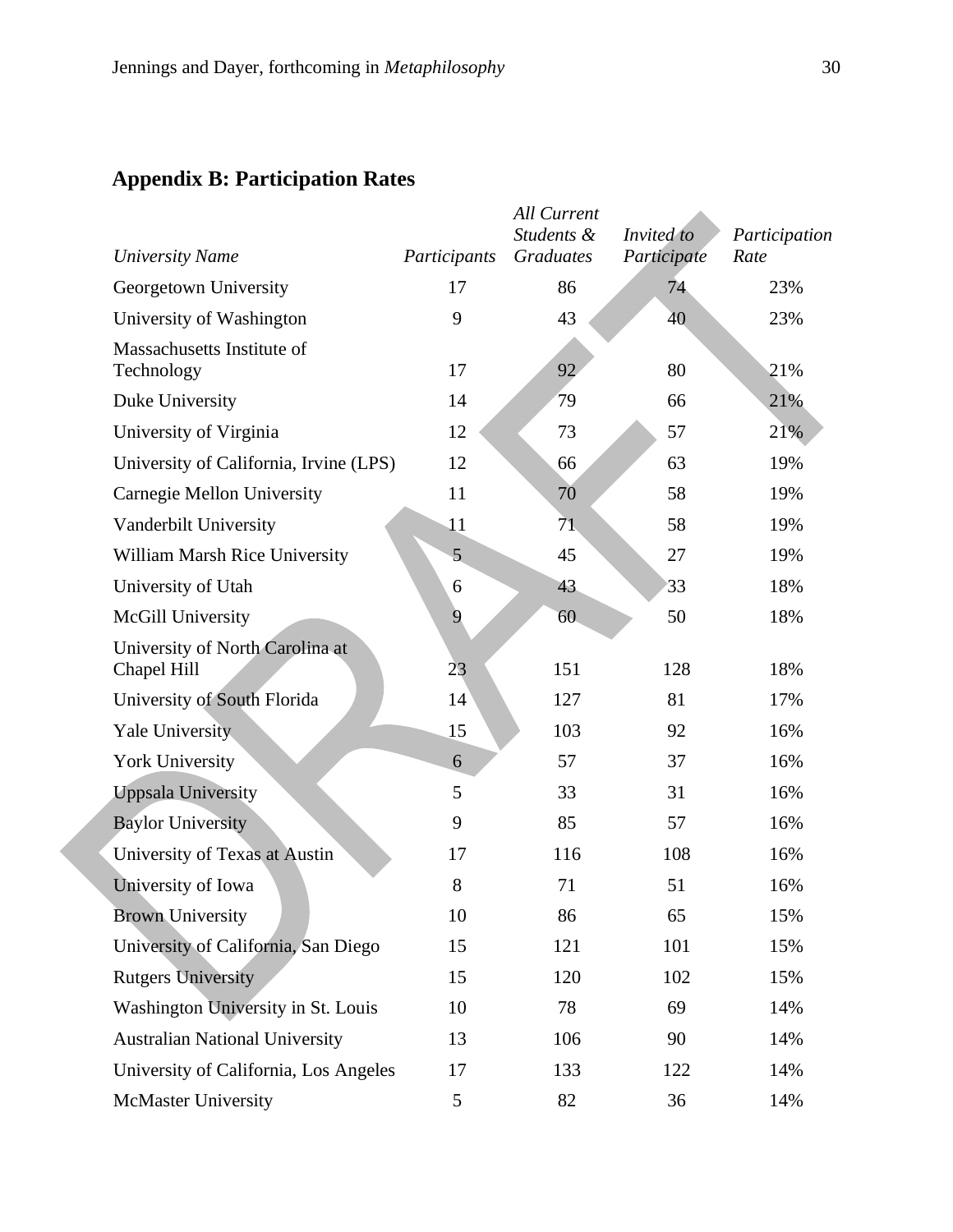## Appendix B: Participation Rates

| *University Name* | *Participants* | *All Current Students & Graduates* | *Invited to Participate* | *Participation Rate* |
|---|---|---|---|---|
| Georgetown University | 17 | 86 | 74 | 23% |
| University of Washington | 9 | 43 | 40 | 23% |
| Massachusetts Institute of Technology | 17 | 92 | 80 | 21% |
| Duke University | 14 | 79 | 66 | 21% |
| University of Virginia | 12 | 73 | 57 | 21% |
| University of California, Irvine (LPS) | 12 | 66 | 63 | 19% |
| Carnegie Mellon University | 11 | 70 | 58 | 19% |
| Vanderbilt University | 11 | 71 | 58 | 19% |
| William Marsh Rice University | 5 | 45 | 27 | 19% |
| University of Utah | 6 | 43 | 33 | 18% |
| McGill University | 9 | 60 | 50 | 18% |
| University of North Carolina at Chapel Hill | 23 | 151 | 128 | 18% |
| University of South Florida | 14 | 127 | 81 | 17% |
| Yale University | 15 | 103 | 92 | 16% |
| York University | 6 | 57 | 37 | 16% |
| Uppsala University | 5 | 33 | 31 | 16% |
| Baylor University | 9 | 85 | 57 | 16% |
| University of Texas at Austin | 17 | 116 | 108 | 16% |
| University of Iowa | 8 | 71 | 51 | 16% |
| Brown University | 10 | 86 | 65 | 15% |
| University of California, San Diego | 15 | 121 | 101 | 15% |
| Rutgers University | 15 | 120 | 102 | 15% |
| Washington University in St. Louis | 10 | 78 | 69 | 14% |
| Australian National University | 13 | 106 | 90 | 14% |
| University of California, Los Angeles | 17 | 133 | 122 | 14% |
| McMaster University | 5 | 82 | 36 | 14% |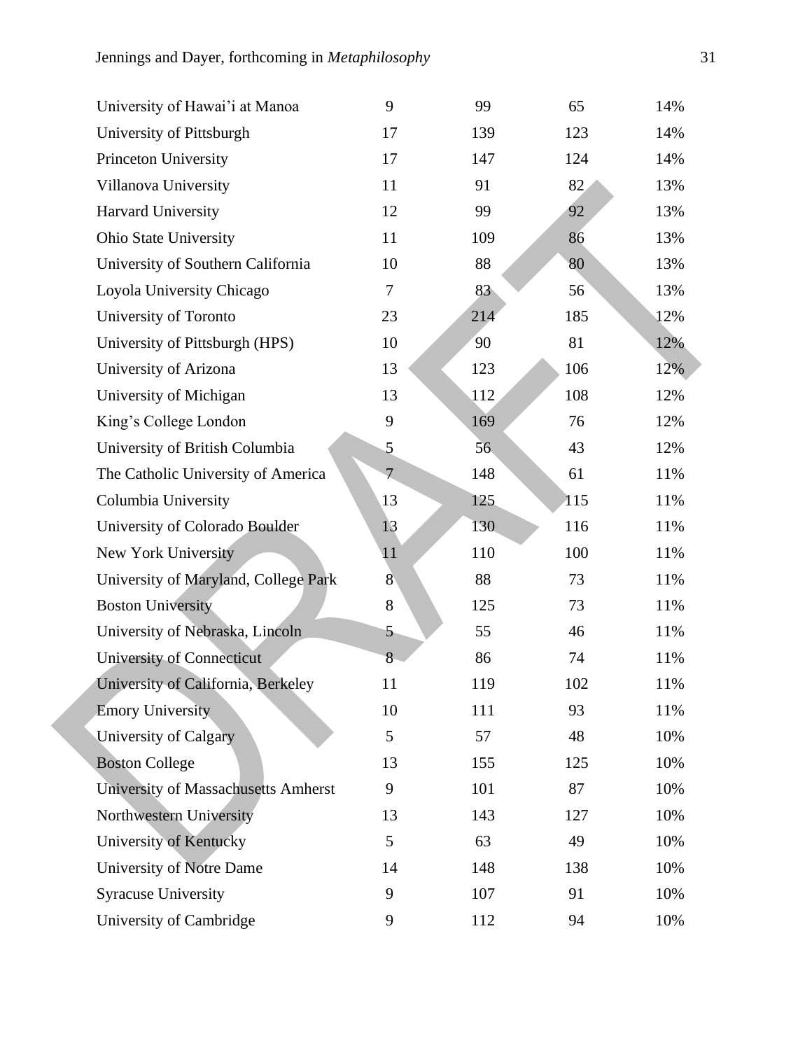| | | | | |
|---|---|---|---|---|
| University of Hawai'i at Manoa | 9 | 99 | 65 | 14% |
| University of Pittsburgh | 17 | 139 | 123 | 14% |
| Princeton University | 17 | 147 | 124 | 14% |
| Villanova University | 11 | 91 | 82 | 13% |
| Harvard University | 12 | 99 | 92 | 13% |
| Ohio State University | 11 | 109 | 86 | 13% |
| University of Southern California | 10 | 88 | 80 | 13% |
| Loyola University Chicago | 7 | 83 | 56 | 13% |
| University of Toronto | 23 | 214 | 185 | 12% |
| University of Pittsburgh (HPS) | 10 | 90 | 81 | 12% |
| University of Arizona | 13 | 123 | 106 | 12% |
| University of Michigan | 13 | 112 | 108 | 12% |
| King's College London | 9 | 169 | 76 | 12% |
| University of British Columbia | 5 | 56 | 43 | 12% |
| The Catholic University of America | 7 | 148 | 61 | 11% |
| Columbia University | 13 | 125 | 115 | 11% |
| University of Colorado Boulder | 13 | 130 | 116 | 11% |
| New York University | 11 | 110 | 100 | 11% |
| University of Maryland, College Park | 8 | 88 | 73 | 11% |
| Boston University | 8 | 125 | 73 | 11% |
| University of Nebraska, Lincoln | 5 | 55 | 46 | 11% |
| University of Connecticut | 8 | 86 | 74 | 11% |
| University of California, Berkeley | 11 | 119 | 102 | 11% |
| Emory University | 10 | 111 | 93 | 11% |
| University of Calgary | 5 | 57 | 48 | 10% |
| Boston College | 13 | 155 | 125 | 10% |
| University of Massachusetts Amherst | 9 | 101 | 87 | 10% |
| Northwestern University | 13 | 143 | 127 | 10% |
| University of Kentucky | 5 | 63 | 49 | 10% |
| University of Notre Dame | 14 | 148 | 138 | 10% |
| Syracuse University | 9 | 107 | 91 | 10% |
| University of Cambridge | 9 | 112 | 94 | 10% |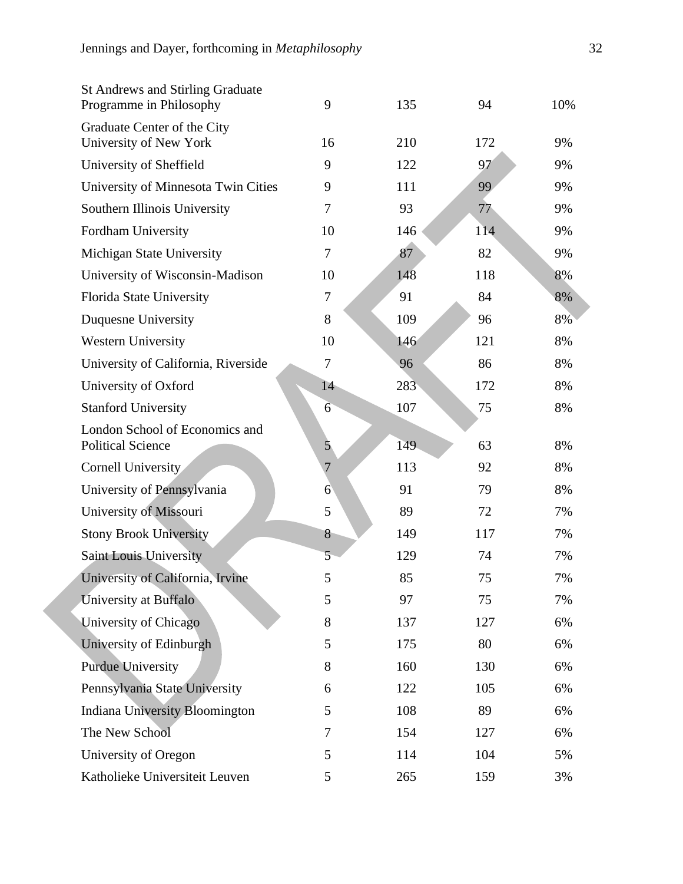| | | | | |
|---|---|---|---|---|
| St Andrews and Stirling Graduate Programme in Philosophy | 9 | 135 | 94 | 10% |
| Graduate Center of the City University of New York | 16 | 210 | 172 | 9% |
| University of Sheffield | 9 | 122 | 97 | 9% |
| University of Minnesota Twin Cities | 9 | 111 | 99 | 9% |
| Southern Illinois University | 7 | 93 | 77 | 9% |
| Fordham University | 10 | 146 | 114 | 9% |
| Michigan State University | 7 | 87 | 82 | 9% |
| University of Wisconsin-Madison | 10 | 148 | 118 | 8% |
| Florida State University | 7 | 91 | 84 | 8% |
| Duquesne University | 8 | 109 | 96 | 8% |
| Western University | 10 | 146 | 121 | 8% |
| University of California, Riverside | 7 | 96 | 86 | 8% |
| University of Oxford | 14 | 283 | 172 | 8% |
| Stanford University | 6 | 107 | 75 | 8% |
| London School of Economics and Political Science | 5 | 149 | 63 | 8% |
| Cornell University | 7 | 113 | 92 | 8% |
| University of Pennsylvania | 6 | 91 | 79 | 8% |
| University of Missouri | 5 | 89 | 72 | 7% |
| Stony Brook University | 8 | 149 | 117 | 7% |
| Saint Louis University | 5 | 129 | 74 | 7% |
| University of California, Irvine | 5 | 85 | 75 | 7% |
| University at Buffalo | 5 | 97 | 75 | 7% |
| University of Chicago | 8 | 137 | 127 | 6% |
| University of Edinburgh | 5 | 175 | 80 | 6% |
| Purdue University | 8 | 160 | 130 | 6% |
| Pennsylvania State University | 6 | 122 | 105 | 6% |
| Indiana University Bloomington | 5 | 108 | 89 | 6% |
| The New School | 7 | 154 | 127 | 6% |
| University of Oregon | 5 | 114 | 104 | 5% |
| Katholieke Universiteit Leuven | 5 | 265 | 159 | 3% |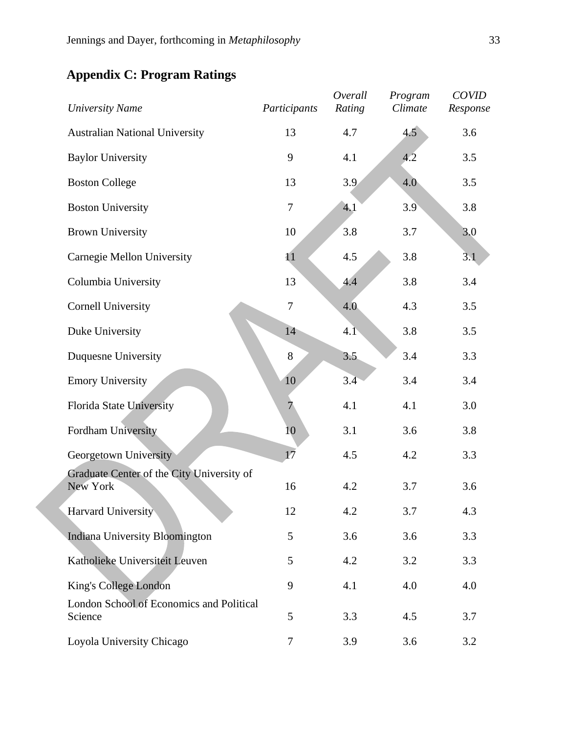## Appendix C: Program Ratings

| *University Name* | *Participants* | *Overall Rating* | *Program Climate* | *COVID Response* |
|---|---|---|---|---|
| Australian National University | 13 | 4.7 | 4.5 | 3.6 |
| Baylor University | 9 | 4.1 | 4.2 | 3.5 |
| Boston College | 13 | 3.9 | 4.0 | 3.5 |
| Boston University | 7 | 4.1 | 3.9 | 3.8 |
| Brown University | 10 | 3.8 | 3.7 | 3.0 |
| Carnegie Mellon University | 11 | 4.5 | 3.8 | 3.1 |
| Columbia University | 13 | 4.4 | 3.8 | 3.4 |
| Cornell University | 7 | 4.0 | 4.3 | 3.5 |
| Duke University | 14 | 4.1 | 3.8 | 3.5 |
| Duquesne University | 8 | 3.5 | 3.4 | 3.3 |
| Emory University | 10 | 3.4 | 3.4 | 3.4 |
| Florida State University | 7 | 4.1 | 4.1 | 3.0 |
| Fordham University | 10 | 3.1 | 3.6 | 3.8 |
| Georgetown University | 17 | 4.5 | 4.2 | 3.3 |
| Graduate Center of the City University of New York | 16 | 4.2 | 3.7 | 3.6 |
| Harvard University | 12 | 4.2 | 3.7 | 4.3 |
| Indiana University Bloomington | 5 | 3.6 | 3.6 | 3.3 |
| Katholieke Universiteit Leuven | 5 | 4.2 | 3.2 | 3.3 |
| King's College London | 9 | 4.1 | 4.0 | 4.0 |
| London School of Economics and Political Science | 5 | 3.3 | 4.5 | 3.7 |
| Loyola University Chicago | 7 | 3.9 | 3.6 | 3.2 |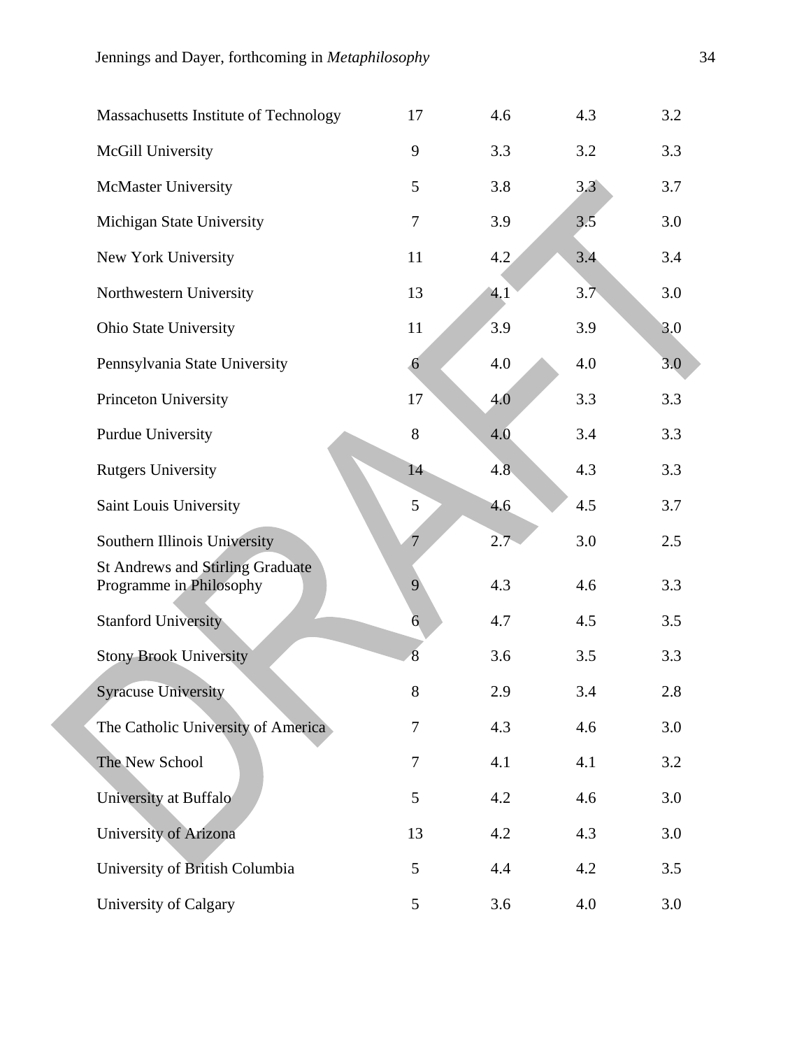| | | | | |
|---|---|---|---|---|
| Massachusetts Institute of Technology | 17 | 4.6 | 4.3 | 3.2 |
| McGill University | 9 | 3.3 | 3.2 | 3.3 |
| McMaster University | 5 | 3.8 | 3.3 | 3.7 |
| Michigan State University | 7 | 3.9 | 3.5 | 3.0 |
| New York University | 11 | 4.2 | 3.4 | 3.4 |
| Northwestern University | 13 | 4.1 | 3.7 | 3.0 |
| Ohio State University | 11 | 3.9 | 3.9 | 3.0 |
| Pennsylvania State University | 6 | 4.0 | 4.0 | 3.0 |
| Princeton University | 17 | 4.0 | 3.3 | 3.3 |
| Purdue University | 8 | 4.0 | 3.4 | 3.3 |
| Rutgers University | 14 | 4.8 | 4.3 | 3.3 |
| Saint Louis University | 5 | 4.6 | 4.5 | 3.7 |
| Southern Illinois University | 7 | 2.7 | 3.0 | 2.5 |
| St Andrews and Stirling Graduate Programme in Philosophy | 9 | 4.3 | 4.6 | 3.3 |
| Stanford University | 6 | 4.7 | 4.5 | 3.5 |
| Stony Brook University | 8 | 3.6 | 3.5 | 3.3 |
| Syracuse University | 8 | 2.9 | 3.4 | 2.8 |
| The Catholic University of America | 7 | 4.3 | 4.6 | 3.0 |
| The New School | 7 | 4.1 | 4.1 | 3.2 |
| University at Buffalo | 5 | 4.2 | 4.6 | 3.0 |
| University of Arizona | 13 | 4.2 | 4.3 | 3.0 |
| University of British Columbia | 5 | 4.4 | 4.2 | 3.5 |
| University of Calgary | 5 | 3.6 | 4.0 | 3.0 |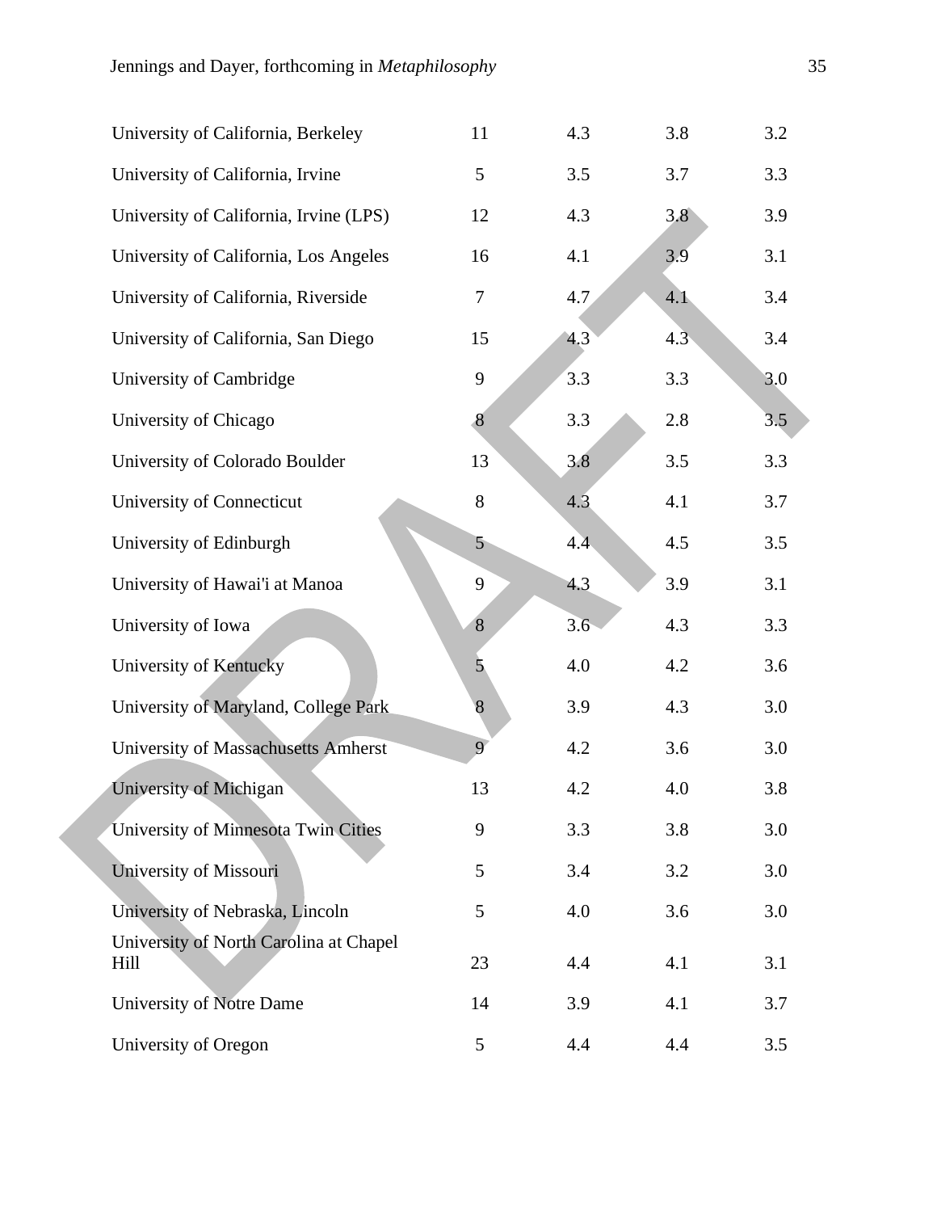| | | | | |
|---|---|---|---|---|
| University of California, Berkeley | 11 | 4.3 | 3.8 | 3.2 |
| University of California, Irvine | 5 | 3.5 | 3.7 | 3.3 |
| University of California, Irvine (LPS) | 12 | 4.3 | 3.8 | 3.9 |
| University of California, Los Angeles | 16 | 4.1 | 3.9 | 3.1 |
| University of California, Riverside | 7 | 4.7 | 4.1 | 3.4 |
| University of California, San Diego | 15 | 4.3 | 4.3 | 3.4 |
| University of Cambridge | 9 | 3.3 | 3.3 | 3.0 |
| University of Chicago | 8 | 3.3 | 2.8 | 3.5 |
| University of Colorado Boulder | 13 | 3.8 | 3.5 | 3.3 |
| University of Connecticut | 8 | 4.3 | 4.1 | 3.7 |
| University of Edinburgh | 5 | 4.4 | 4.5 | 3.5 |
| University of Hawai'i at Manoa | 9 | 4.3 | 3.9 | 3.1 |
| University of Iowa | 8 | 3.6 | 4.3 | 3.3 |
| University of Kentucky | 5 | 4.0 | 4.2 | 3.6 |
| University of Maryland, College Park | 8 | 3.9 | 4.3 | 3.0 |
| University of Massachusetts Amherst | 9 | 4.2 | 3.6 | 3.0 |
| University of Michigan | 13 | 4.2 | 4.0 | 3.8 |
| University of Minnesota Twin Cities | 9 | 3.3 | 3.8 | 3.0 |
| University of Missouri | 5 | 3.4 | 3.2 | 3.0 |
| University of Nebraska, Lincoln | 5 | 4.0 | 3.6 | 3.0 |
| University of North Carolina at Chapel Hill | 23 | 4.4 | 4.1 | 3.1 |
| University of Notre Dame | 14 | 3.9 | 4.1 | 3.7 |
| University of Oregon | 5 | 4.4 | 4.4 | 3.5 |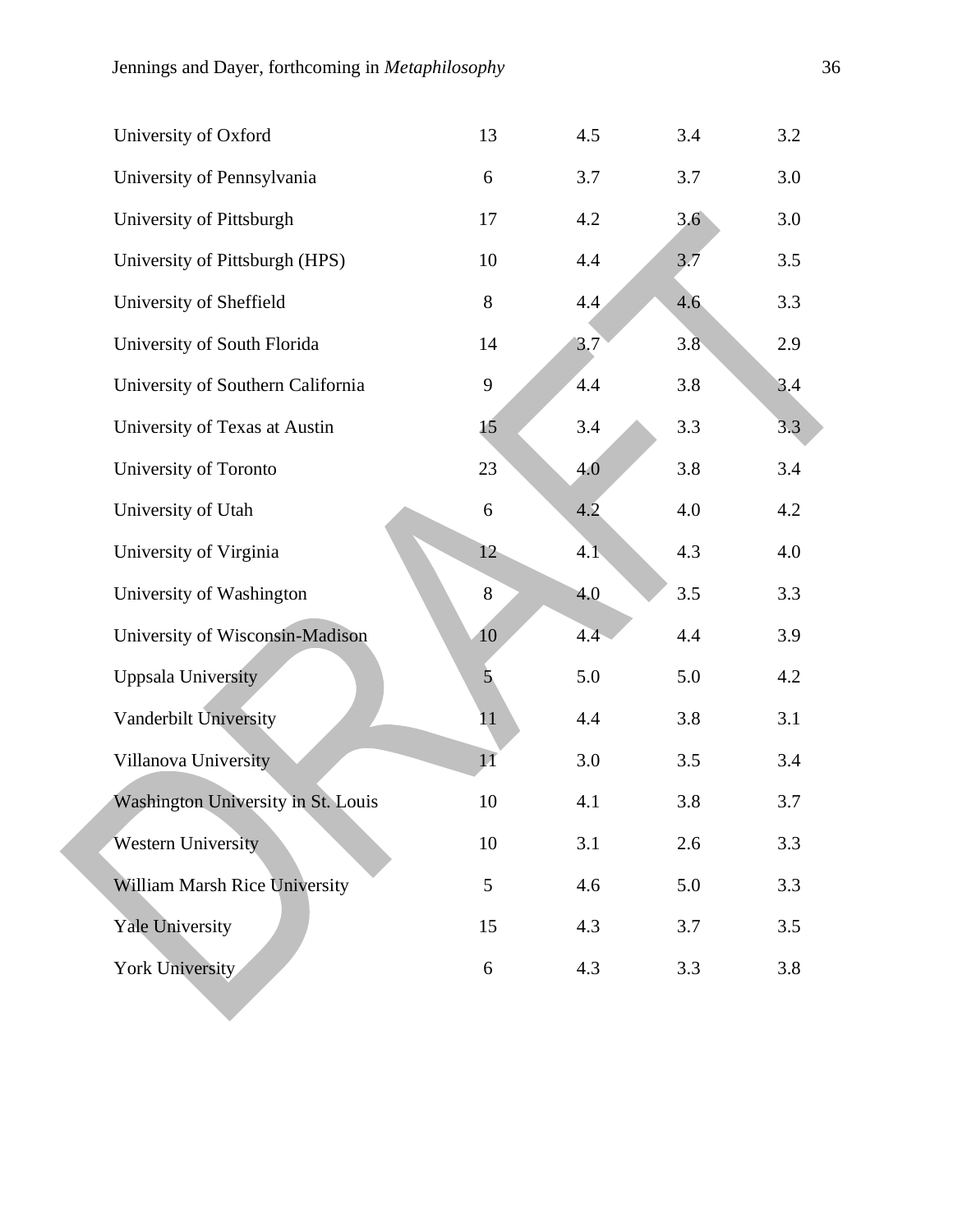| | | | | |
|---|---|---|---|---|
| University of Oxford | 13 | 4.5 | 3.4 | 3.2 |
| University of Pennsylvania | 6 | 3.7 | 3.7 | 3.0 |
| University of Pittsburgh | 17 | 4.2 | 3.6 | 3.0 |
| University of Pittsburgh (HPS) | 10 | 4.4 | 3.7 | 3.5 |
| University of Sheffield | 8 | 4.4 | 4.6 | 3.3 |
| University of South Florida | 14 | 3.7 | 3.8 | 2.9 |
| University of Southern California | 9 | 4.4 | 3.8 | 3.4 |
| University of Texas at Austin | 15 | 3.4 | 3.3 | 3.3 |
| University of Toronto | 23 | 4.0 | 3.8 | 3.4 |
| University of Utah | 6 | 4.2 | 4.0 | 4.2 |
| University of Virginia | 12 | 4.1 | 4.3 | 4.0 |
| University of Washington | 8 | 4.0 | 3.5 | 3.3 |
| University of Wisconsin-Madison | 10 | 4.4 | 4.4 | 3.9 |
| Uppsala University | 5 | 5.0 | 5.0 | 4.2 |
| Vanderbilt University | 11 | 4.4 | 3.8 | 3.1 |
| Villanova University | 11 | 3.0 | 3.5 | 3.4 |
| Washington University in St. Louis | 10 | 4.1 | 3.8 | 3.7 |
| Western University | 10 | 3.1 | 2.6 | 3.3 |
| William Marsh Rice University | 5 | 4.6 | 5.0 | 3.3 |
| Yale University | 15 | 4.3 | 3.7 | 3.5 |
| York University | 6 | 4.3 | 3.3 | 3.8 |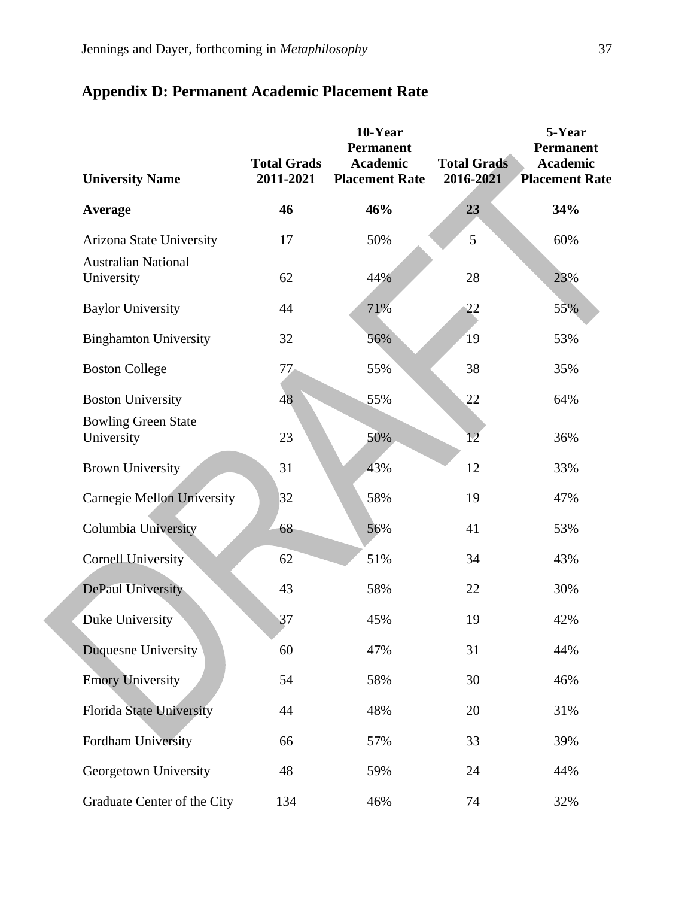## Appendix D: Permanent Academic Placement Rate

| University Name | Total Grads 2011-2021 | 10-Year Permanent Academic Placement Rate | Total Grads 2016-2021 | 5-Year Permanent Academic Placement Rate |
|---|---|---|---|---|
| **Average** | **46** | **46%** | **23** | **34%** |
| Arizona State University | 17 | 50% | 5 | 60% |
| Australian National University | 62 | 44% | 28 | 23% |
| Baylor University | 44 | 71% | 22 | 55% |
| Binghamton University | 32 | 56% | 19 | 53% |
| Boston College | 77 | 55% | 38 | 35% |
| Boston University | 48 | 55% | 22 | 64% |
| Bowling Green State University | 23 | 50% | 12 | 36% |
| Brown University | 31 | 43% | 12 | 33% |
| Carnegie Mellon University | 32 | 58% | 19 | 47% |
| Columbia University | 68 | 56% | 41 | 53% |
| Cornell University | 62 | 51% | 34 | 43% |
| DePaul University | 43 | 58% | 22 | 30% |
| Duke University | 37 | 45% | 19 | 42% |
| Duquesne University | 60 | 47% | 31 | 44% |
| Emory University | 54 | 58% | 30 | 46% |
| Florida State University | 44 | 48% | 20 | 31% |
| Fordham University | 66 | 57% | 33 | 39% |
| Georgetown University | 48 | 59% | 24 | 44% |
| Graduate Center of the City | 134 | 46% | 74 | 32% |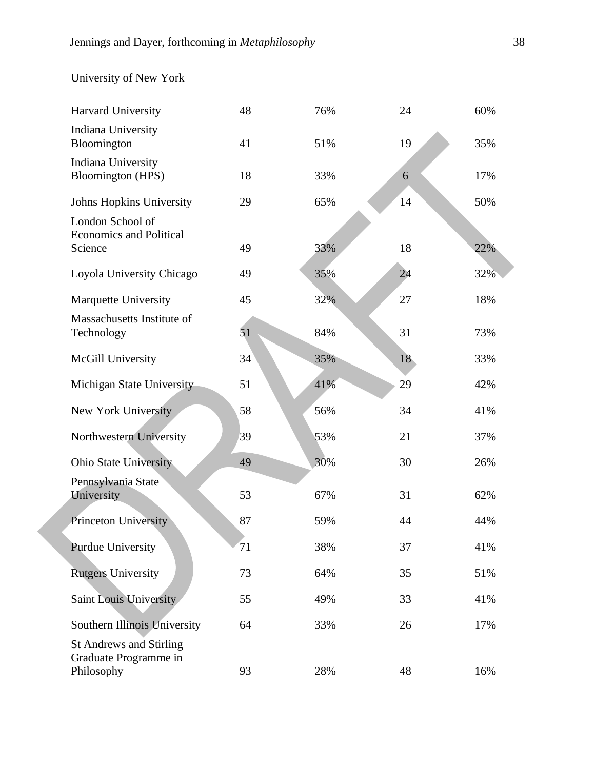| University of New York | | | | |
|---|---|---|---|---|
| Harvard University | 48 | 76% | 24 | 60% |
| Indiana University Bloomington | 41 | 51% | 19 | 35% |
| Indiana University Bloomington (HPS) | 18 | 33% | 6 | 17% |
| Johns Hopkins University | 29 | 65% | 14 | 50% |
| London School of Economics and Political Science | 49 | 33% | 18 | 22% |
| Loyola University Chicago | 49 | 35% | 24 | 32% |
| Marquette University | 45 | 32% | 27 | 18% |
| Massachusetts Institute of Technology | 51 | 84% | 31 | 73% |
| McGill University | 34 | 35% | 18 | 33% |
| Michigan State University | 51 | 41% | 29 | 42% |
| New York University | 58 | 56% | 34 | 41% |
| Northwestern University | 39 | 53% | 21 | 37% |
| Ohio State University | 49 | 30% | 30 | 26% |
| Pennsylvania State University | 53 | 67% | 31 | 62% |
| Princeton University | 87 | 59% | 44 | 44% |
| Purdue University | 71 | 38% | 37 | 41% |
| Rutgers University | 73 | 64% | 35 | 51% |
| Saint Louis University | 55 | 49% | 33 | 41% |
| Southern Illinois University | 64 | 33% | 26 | 17% |
| St Andrews and Stirling Graduate Programme in Philosophy | 93 | 28% | 48 | 16% |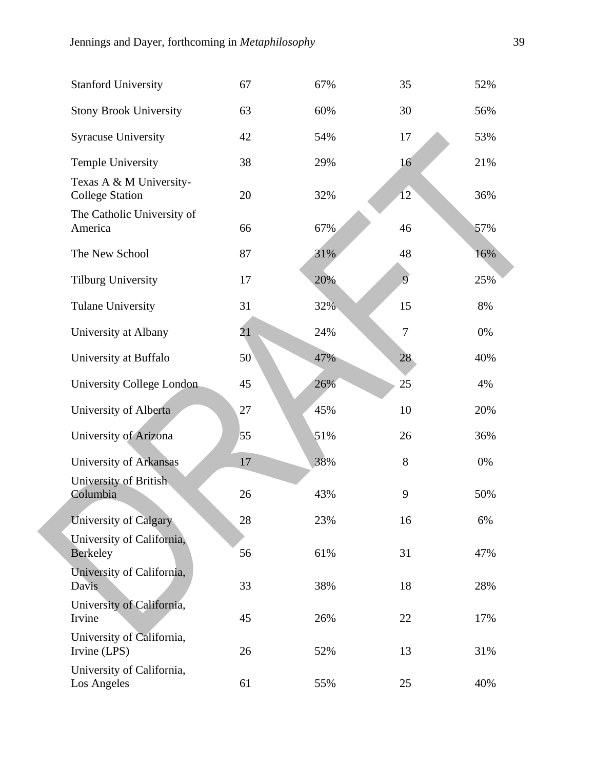| | | | | |
|---|---|---|---|---|
| Stanford University | 67 | 67% | 35 | 52% |
| Stony Brook University | 63 | 60% | 30 | 56% |
| Syracuse University | 42 | 54% | 17 | 53% |
| Temple University | 38 | 29% | 16 | 21% |
| Texas A & M University-College Station | 20 | 32% | 12 | 36% |
| The Catholic University of America | 66 | 67% | 46 | 57% |
| The New School | 87 | 31% | 48 | 16% |
| Tilburg University | 17 | 20% | 9 | 25% |
| Tulane University | 31 | 32% | 15 | 8% |
| University at Albany | 21 | 24% | 7 | 0% |
| University at Buffalo | 50 | 47% | 28 | 40% |
| University College London | 45 | 26% | 25 | 4% |
| University of Alberta | 27 | 45% | 10 | 20% |
| University of Arizona | 55 | 51% | 26 | 36% |
| University of Arkansas | 17 | 38% | 8 | 0% |
| University of British Columbia | 26 | 43% | 9 | 50% |
| University of Calgary | 28 | 23% | 16 | 6% |
| University of California, Berkeley | 56 | 61% | 31 | 47% |
| University of California, Davis | 33 | 38% | 18 | 28% |
| University of California, Irvine | 45 | 26% | 22 | 17% |
| University of California, Irvine (LPS) | 26 | 52% | 13 | 31% |
| University of California, Los Angeles | 61 | 55% | 25 | 40% |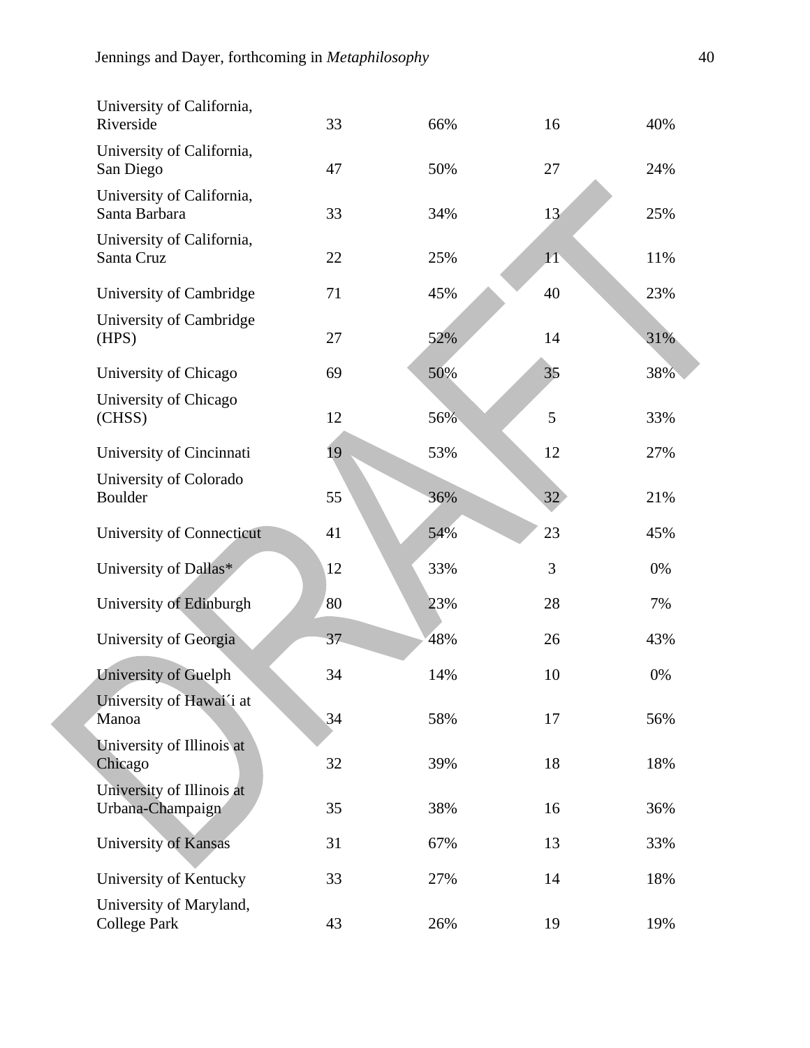|  |  |  |  |  |
|---|---|---|---|---|
| University of California, Riverside | 33 | 66% | 16 | 40% |
| University of California, San Diego | 47 | 50% | 27 | 24% |
| University of California, Santa Barbara | 33 | 34% | 13 | 25% |
| University of California, Santa Cruz | 22 | 25% | 11 | 11% |
| University of Cambridge | 71 | 45% | 40 | 23% |
| University of Cambridge (HPS) | 27 | 52% | 14 | 31% |
| University of Chicago | 69 | 50% | 35 | 38% |
| University of Chicago (CHSS) | 12 | 56% | 5 | 33% |
| University of Cincinnati | 19 | 53% | 12 | 27% |
| University of Colorado Boulder | 55 | 36% | 32 | 21% |
| University of Connecticut | 41 | 54% | 23 | 45% |
| University of Dallas* | 12 | 33% | 3 | 0% |
| University of Edinburgh | 80 | 23% | 28 | 7% |
| University of Georgia | 37 | 48% | 26 | 43% |
| University of Guelph | 34 | 14% | 10 | 0% |
| University of Hawai´i at Manoa | 34 | 58% | 17 | 56% |
| University of Illinois at Chicago | 32 | 39% | 18 | 18% |
| University of Illinois at Urbana-Champaign | 35 | 38% | 16 | 36% |
| University of Kansas | 31 | 67% | 13 | 33% |
| University of Kentucky | 33 | 27% | 14 | 18% |
| University of Maryland, College Park | 43 | 26% | 19 | 19% |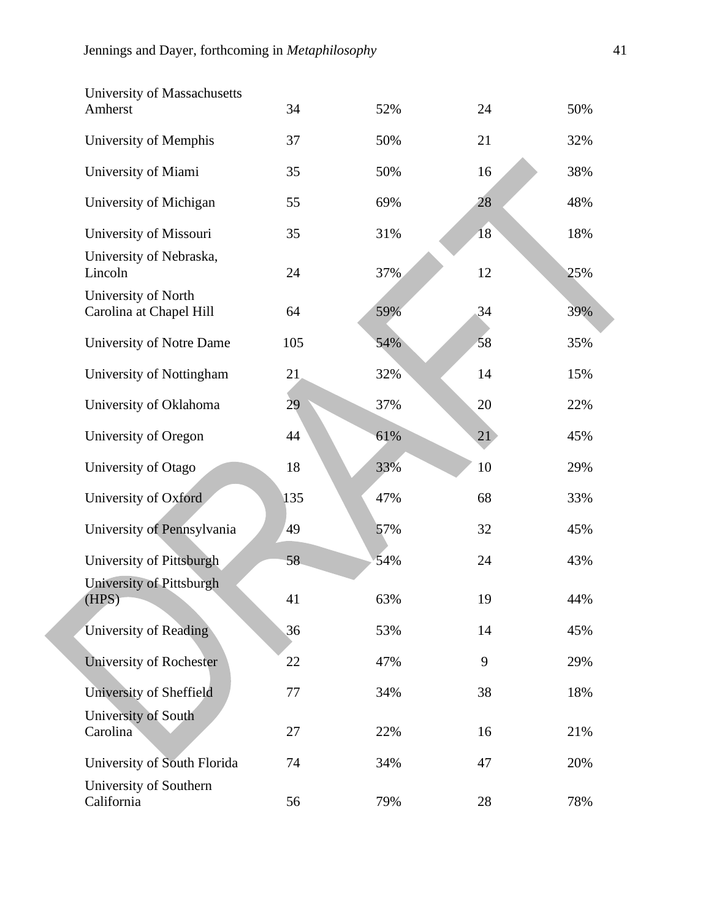| | | | | |
|---|---|---|---|---|
| University of Massachusetts Amherst | 34 | 52% | 24 | 50% |
| University of Memphis | 37 | 50% | 21 | 32% |
| University of Miami | 35 | 50% | 16 | 38% |
| University of Michigan | 55 | 69% | 28 | 48% |
| University of Missouri | 35 | 31% | 18 | 18% |
| University of Nebraska, Lincoln | 24 | 37% | 12 | 25% |
| University of North Carolina at Chapel Hill | 64 | 59% | 34 | 39% |
| University of Notre Dame | 105 | 54% | 58 | 35% |
| University of Nottingham | 21 | 32% | 14 | 15% |
| University of Oklahoma | 29 | 37% | 20 | 22% |
| University of Oregon | 44 | 61% | 21 | 45% |
| University of Otago | 18 | 33% | 10 | 29% |
| University of Oxford | 135 | 47% | 68 | 33% |
| University of Pennsylvania | 49 | 57% | 32 | 45% |
| University of Pittsburgh | 58 | 54% | 24 | 43% |
| University of Pittsburgh (HPS) | 41 | 63% | 19 | 44% |
| University of Reading | 36 | 53% | 14 | 45% |
| University of Rochester | 22 | 47% | 9 | 29% |
| University of Sheffield | 77 | 34% | 38 | 18% |
| University of South Carolina | 27 | 22% | 16 | 21% |
| University of South Florida | 74 | 34% | 47 | 20% |
| University of Southern California | 56 | 79% | 28 | 78% |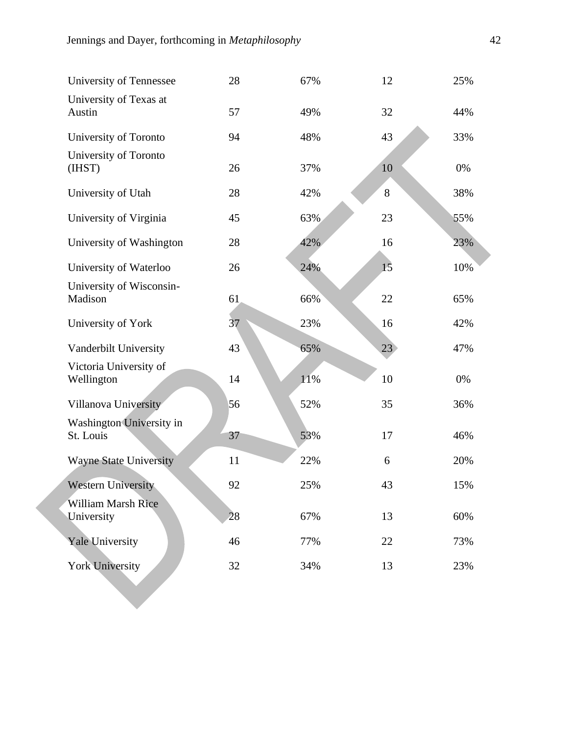| | | | | |
|---|---|---|---|---|
| University of Tennessee | 28 | 67% | 12 | 25% |
| University of Texas at Austin | 57 | 49% | 32 | 44% |
| University of Toronto | 94 | 48% | 43 | 33% |
| University of Toronto (IHST) | 26 | 37% | 10 | 0% |
| University of Utah | 28 | 42% | 8 | 38% |
| University of Virginia | 45 | 63% | 23 | 55% |
| University of Washington | 28 | 42% | 16 | 23% |
| University of Waterloo | 26 | 24% | 15 | 10% |
| University of Wisconsin-Madison | 61 | 66% | 22 | 65% |
| University of York | 37 | 23% | 16 | 42% |
| Vanderbilt University | 43 | 65% | 23 | 47% |
| Victoria University of Wellington | 14 | 11% | 10 | 0% |
| Villanova University | 56 | 52% | 35 | 36% |
| Washington University in St. Louis | 37 | 53% | 17 | 46% |
| Wayne State University | 11 | 22% | 6 | 20% |
| Western University | 92 | 25% | 43 | 15% |
| William Marsh Rice University | 28 | 67% | 13 | 60% |
| Yale University | 46 | 77% | 22 | 73% |
| York University | 32 | 34% | 13 | 23% |